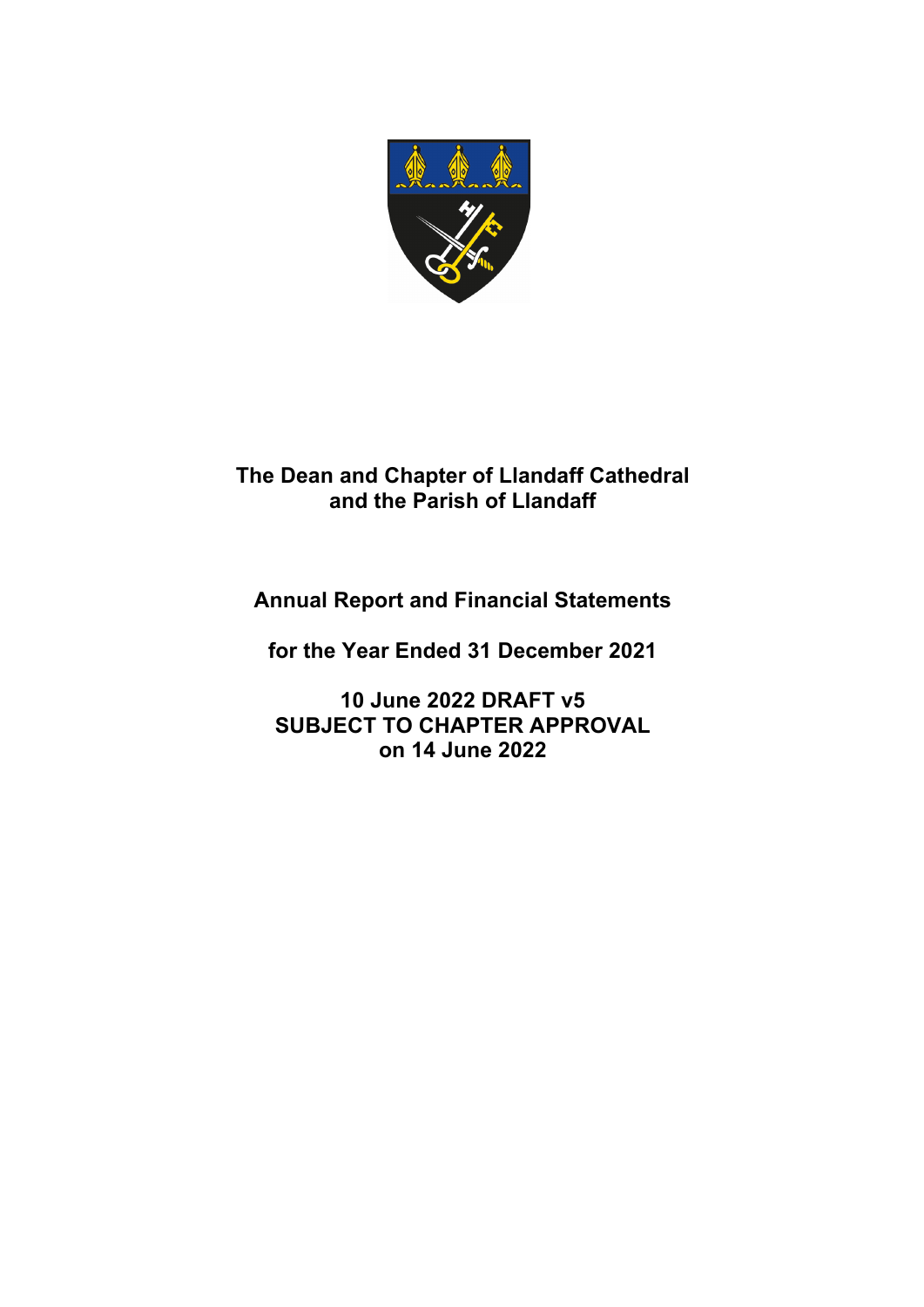# The Dean and Chapter of Llandaff Cathedral and the Parish of Llandaff

## Annual Report and Financial Statements

## for the Year Ended 31 December 2021

**10 June 2022 DRAFT v5**
**SUBJECT TO CHAPTER APPROVAL**
**on 14 June 2022**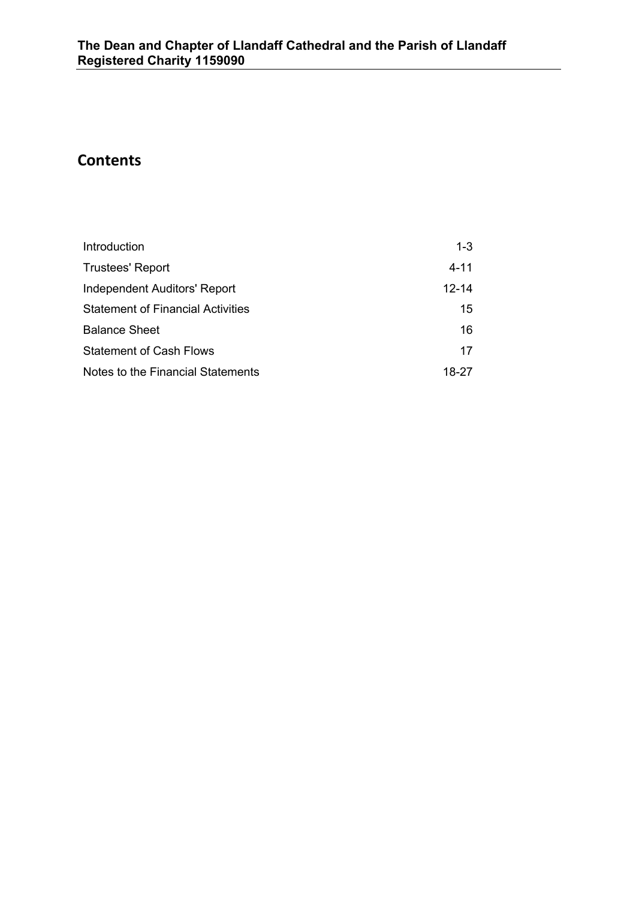# Contents

| | |
|---|---|
| Introduction | 1-3 |
| Trustees' Report | 4-11 |
| Independent Auditors' Report | 12-14 |
| Statement of Financial Activities | 15 |
| Balance Sheet | 16 |
| Statement of Cash Flows | 17 |
| Notes to the Financial Statements | 18-27 |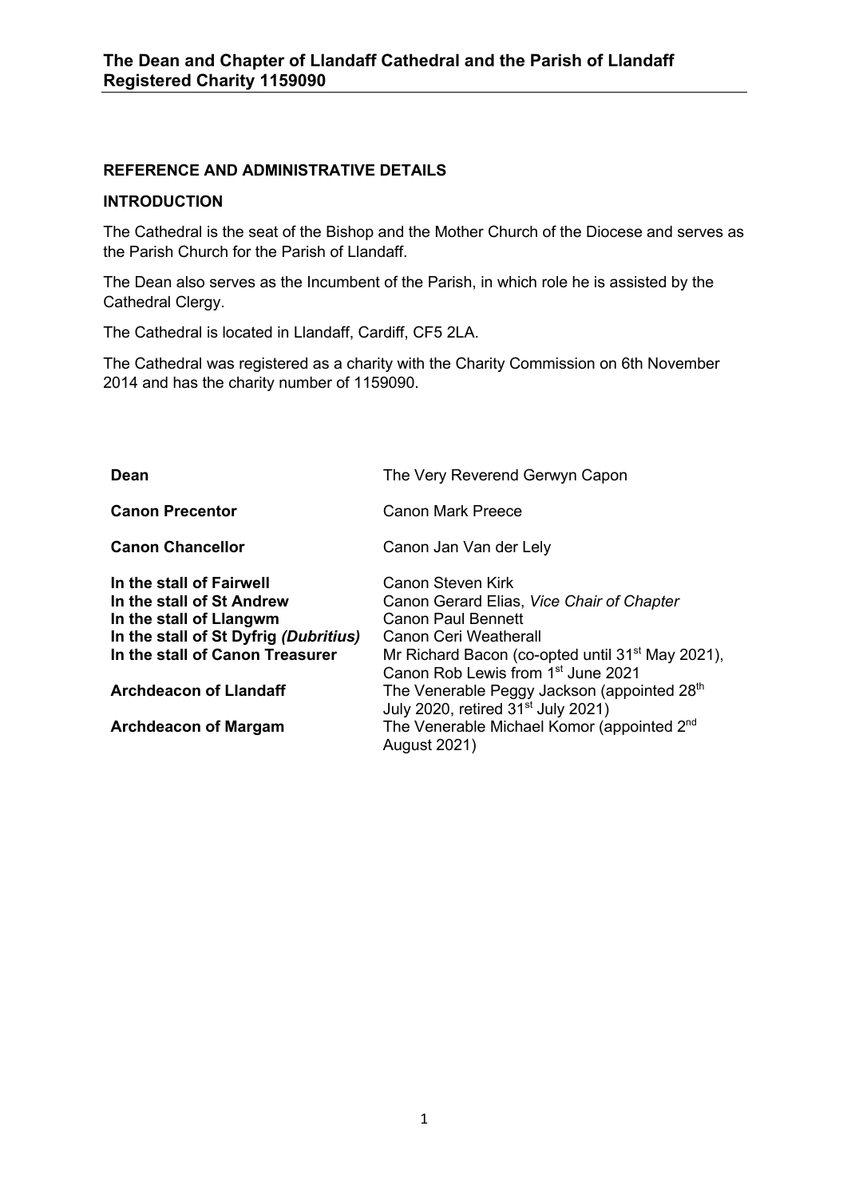## REFERENCE AND ADMINISTRATIVE DETAILS

### INTRODUCTION

The Cathedral is the seat of the Bishop and the Mother Church of the Diocese and serves as the Parish Church for the Parish of Llandaff.

The Dean also serves as the Incumbent of the Parish, in which role he is assisted by the Cathedral Clergy.

The Cathedral is located in Llandaff, Cardiff, CF5 2LA.

The Cathedral was registered as a charity with the Charity Commission on 6th November 2014 and has the charity number of 1159090.

| | |
|---|---|
| **Dean** | The Very Reverend Gerwyn Capon |
| **Canon Precentor** | Canon Mark Preece |
| **Canon Chancellor** | Canon Jan Van der Lely |
| **In the stall of Fairwell** | Canon Steven Kirk |
| **In the stall of St Andrew** | Canon Gerard Elias, *Vice Chair of Chapter* |
| **In the stall of Llangwm** | Canon Paul Bennett |
| **In the stall of St Dyfrig *(Dubritius)*** | Canon Ceri Weatherall |
| **In the stall of Canon Treasurer** | Mr Richard Bacon (co-opted until 31st May 2021), Canon Rob Lewis from 1st June 2021 |
| **Archdeacon of Llandaff** | The Venerable Peggy Jackson (appointed 28th July 2020, retired 31st July 2021) |
| **Archdeacon of Margam** | The Venerable Michael Komor (appointed 2nd August 2021) |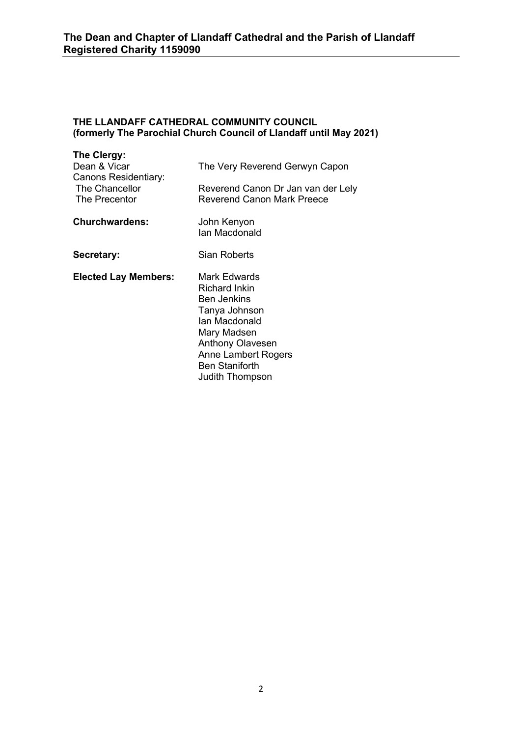## THE LLANDAFF CATHEDRAL COMMUNITY COUNCIL
## (formerly The Parochial Church Council of Llandaff until May 2021)

**The Clergy:**

| | |
|---|---|
| Dean & Vicar | The Very Reverend Gerwyn Capon |
| Canons Residentiary: | |
| The Chancellor | Reverend Canon Dr Jan van der Lely |
| The Precentor | Reverend Canon Mark Preece |

| | |
|---|---|
| **Churchwardens:** | John Kenyon |
| | Ian Macdonald |
| **Secretary:** | Sian Roberts |
| **Elected Lay Members:** | Mark Edwards |
| | Richard Inkin |
| | Ben Jenkins |
| | Tanya Johnson |
| | Ian Macdonald |
| | Mary Madsen |
| | Anthony Olavesen |
| | Anne Lambert Rogers |
| | Ben Staniforth |
| | Judith Thompson |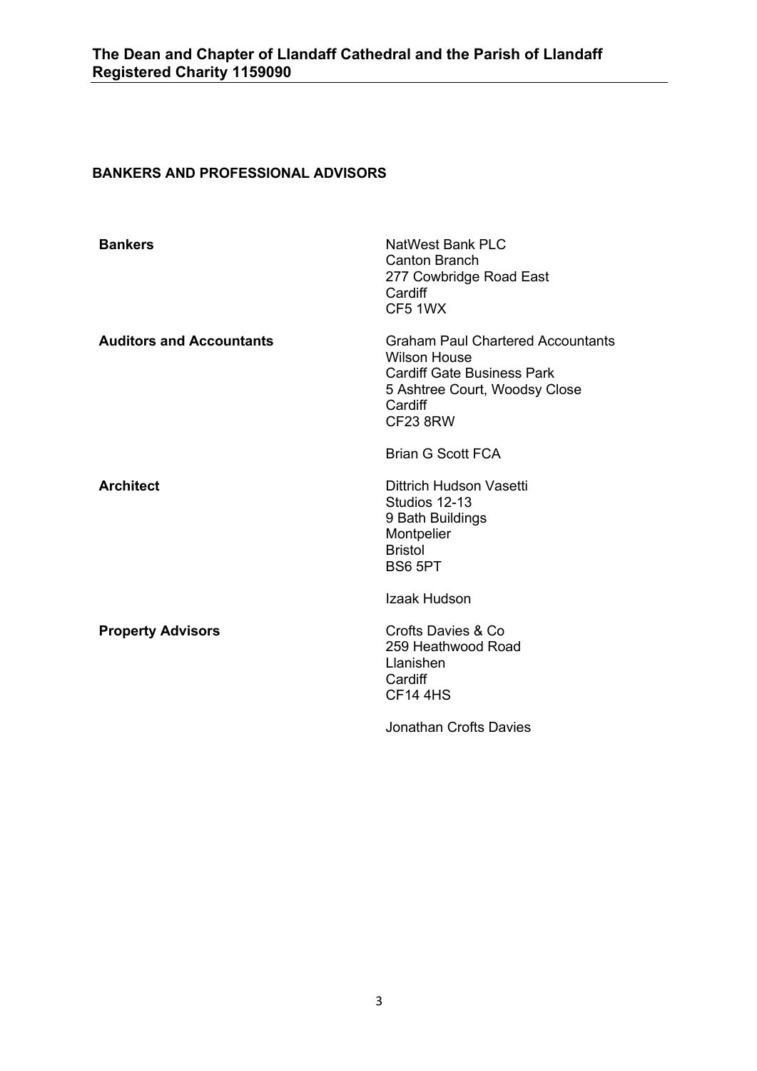## BANKERS AND PROFESSIONAL ADVISORS

| | |
|---|---|
| **Bankers** | NatWest Bank PLC<br>Canton Branch<br>277 Cowbridge Road East<br>Cardiff<br>CF5 1WX |
| **Auditors and Accountants** | Graham Paul Chartered Accountants<br>Wilson House<br>Cardiff Gate Business Park<br>5 Ashtree Court, Woodsy Close<br>Cardiff<br>CF23 8RW<br><br>Brian G Scott FCA |
| **Architect** | Dittrich Hudson Vasetti<br>Studios 12-13<br>9 Bath Buildings<br>Montpelier<br>Bristol<br>BS6 5PT<br><br>Izaak Hudson |
| **Property Advisors** | Crofts Davies & Co<br>259 Heathwood Road<br>Llanishen<br>Cardiff<br>CF14 4HS<br><br>Jonathan Crofts Davies |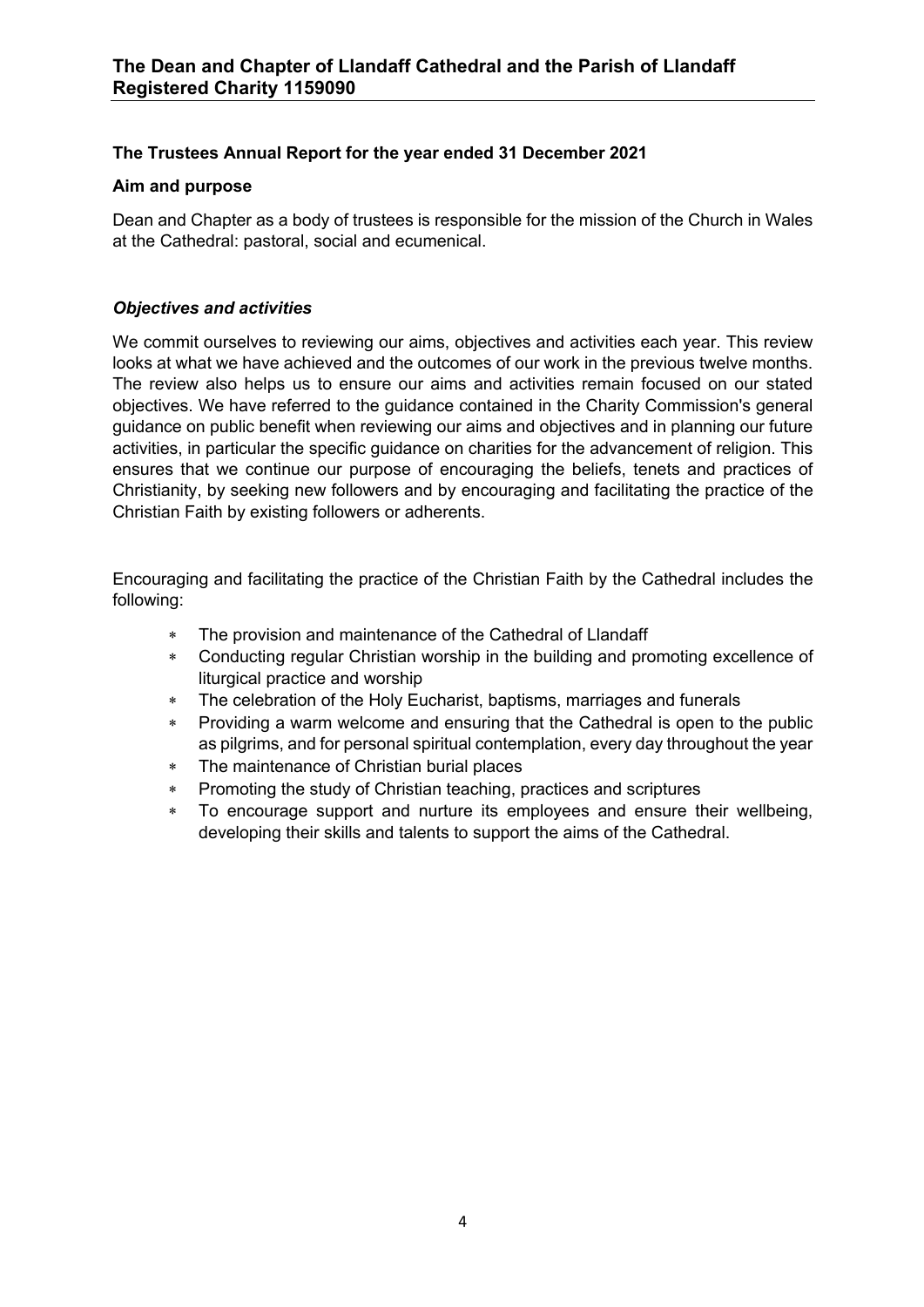## The Trustees Annual Report for the year ended 31 December 2021

### Aim and purpose

Dean and Chapter as a body of trustees is responsible for the mission of the Church in Wales at the Cathedral: pastoral, social and ecumenical.

### *Objectives and activities*

We commit ourselves to reviewing our aims, objectives and activities each year. This review looks at what we have achieved and the outcomes of our work in the previous twelve months. The review also helps us to ensure our aims and activities remain focused on our stated objectives. We have referred to the guidance contained in the Charity Commission's general guidance on public benefit when reviewing our aims and objectives and in planning our future activities, in particular the specific guidance on charities for the advancement of religion. This ensures that we continue our purpose of encouraging the beliefs, tenets and practices of Christianity, by seeking new followers and by encouraging and facilitating the practice of the Christian Faith by existing followers or adherents.

Encouraging and facilitating the practice of the Christian Faith by the Cathedral includes the following:

- The provision and maintenance of the Cathedral of Llandaff
- Conducting regular Christian worship in the building and promoting excellence of liturgical practice and worship
- The celebration of the Holy Eucharist, baptisms, marriages and funerals
- Providing a warm welcome and ensuring that the Cathedral is open to the public as pilgrims, and for personal spiritual contemplation, every day throughout the year
- The maintenance of Christian burial places
- Promoting the study of Christian teaching, practices and scriptures
- To encourage support and nurture its employees and ensure their wellbeing, developing their skills and talents to support the aims of the Cathedral.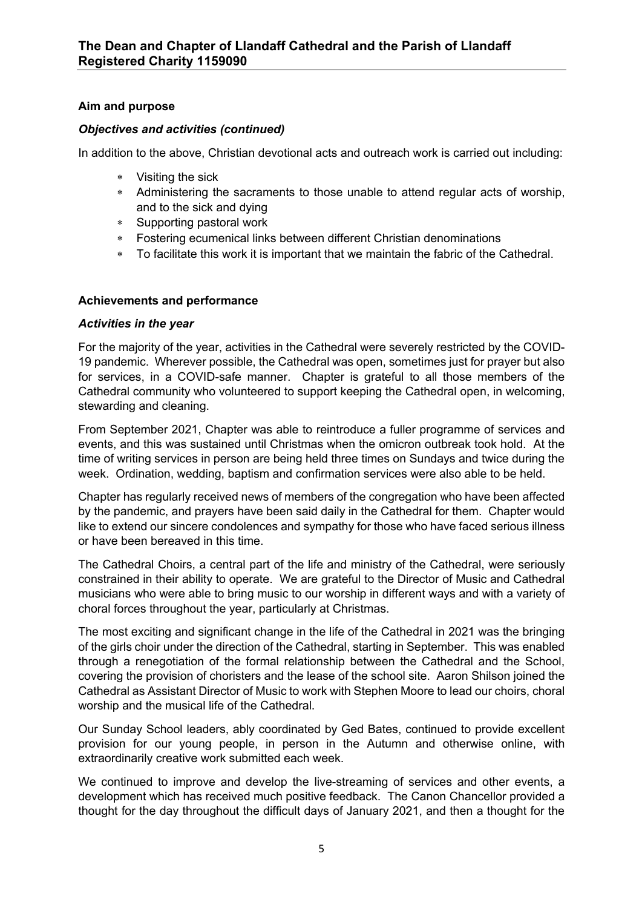## Aim and purpose

### *Objectives and activities (continued)*

In addition to the above, Christian devotional acts and outreach work is carried out including:

- Visiting the sick
- Administering the sacraments to those unable to attend regular acts of worship, and to the sick and dying
- Supporting pastoral work
- Fostering ecumenical links between different Christian denominations
- To facilitate this work it is important that we maintain the fabric of the Cathedral.

## Achievements and performance

### *Activities in the year*

For the majority of the year, activities in the Cathedral were severely restricted by the COVID-19 pandemic. Wherever possible, the Cathedral was open, sometimes just for prayer but also for services, in a COVID-safe manner. Chapter is grateful to all those members of the Cathedral community who volunteered to support keeping the Cathedral open, in welcoming, stewarding and cleaning.

From September 2021, Chapter was able to reintroduce a fuller programme of services and events, and this was sustained until Christmas when the omicron outbreak took hold. At the time of writing services in person are being held three times on Sundays and twice during the week. Ordination, wedding, baptism and confirmation services were also able to be held.

Chapter has regularly received news of members of the congregation who have been affected by the pandemic, and prayers have been said daily in the Cathedral for them. Chapter would like to extend our sincere condolences and sympathy for those who have faced serious illness or have been bereaved in this time.

The Cathedral Choirs, a central part of the life and ministry of the Cathedral, were seriously constrained in their ability to operate. We are grateful to the Director of Music and Cathedral musicians who were able to bring music to our worship in different ways and with a variety of choral forces throughout the year, particularly at Christmas.

The most exciting and significant change in the life of the Cathedral in 2021 was the bringing of the girls choir under the direction of the Cathedral, starting in September. This was enabled through a renegotiation of the formal relationship between the Cathedral and the School, covering the provision of choristers and the lease of the school site. Aaron Shilson joined the Cathedral as Assistant Director of Music to work with Stephen Moore to lead our choirs, choral worship and the musical life of the Cathedral.

Our Sunday School leaders, ably coordinated by Ged Bates, continued to provide excellent provision for our young people, in person in the Autumn and otherwise online, with extraordinarily creative work submitted each week.

We continued to improve and develop the live-streaming of services and other events, a development which has received much positive feedback. The Canon Chancellor provided a thought for the day throughout the difficult days of January 2021, and then a thought for the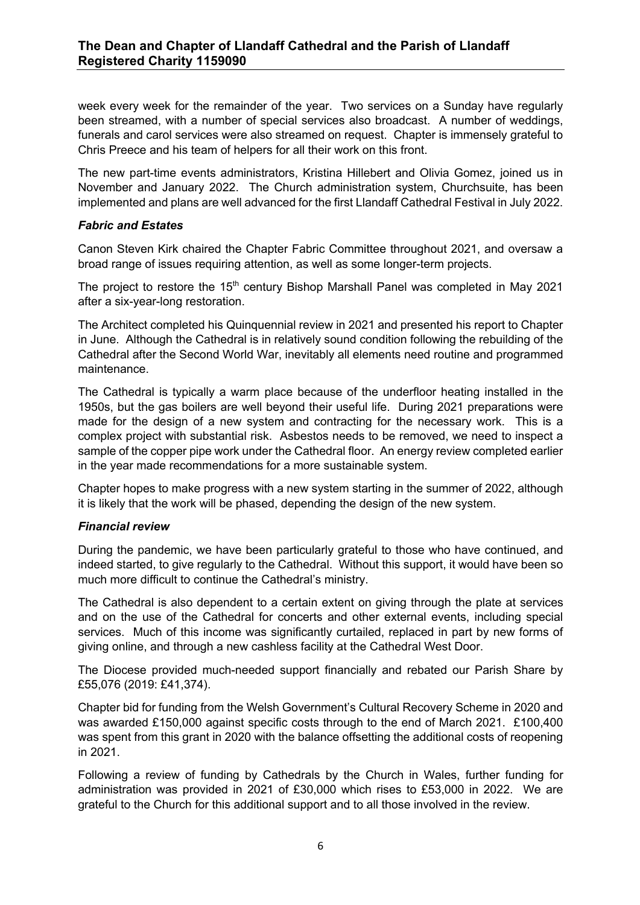week every week for the remainder of the year. Two services on a Sunday have regularly been streamed, with a number of special services also broadcast. A number of weddings, funerals and carol services were also streamed on request. Chapter is immensely grateful to Chris Preece and his team of helpers for all their work on this front.

The new part-time events administrators, Kristina Hillebert and Olivia Gomez, joined us in November and January 2022. The Church administration system, Churchsuite, has been implemented and plans are well advanced for the first Llandaff Cathedral Festival in July 2022.

### *Fabric and Estates*

Canon Steven Kirk chaired the Chapter Fabric Committee throughout 2021, and oversaw a broad range of issues requiring attention, as well as some longer-term projects.

The project to restore the 15th century Bishop Marshall Panel was completed in May 2021 after a six-year-long restoration.

The Architect completed his Quinquennial review in 2021 and presented his report to Chapter in June. Although the Cathedral is in relatively sound condition following the rebuilding of the Cathedral after the Second World War, inevitably all elements need routine and programmed maintenance.

The Cathedral is typically a warm place because of the underfloor heating installed in the 1950s, but the gas boilers are well beyond their useful life. During 2021 preparations were made for the design of a new system and contracting for the necessary work. This is a complex project with substantial risk. Asbestos needs to be removed, we need to inspect a sample of the copper pipe work under the Cathedral floor. An energy review completed earlier in the year made recommendations for a more sustainable system.

Chapter hopes to make progress with a new system starting in the summer of 2022, although it is likely that the work will be phased, depending the design of the new system.

### *Financial review*

During the pandemic, we have been particularly grateful to those who have continued, and indeed started, to give regularly to the Cathedral. Without this support, it would have been so much more difficult to continue the Cathedral's ministry.

The Cathedral is also dependent to a certain extent on giving through the plate at services and on the use of the Cathedral for concerts and other external events, including special services. Much of this income was significantly curtailed, replaced in part by new forms of giving online, and through a new cashless facility at the Cathedral West Door.

The Diocese provided much-needed support financially and rebated our Parish Share by £55,076 (2019: £41,374).

Chapter bid for funding from the Welsh Government's Cultural Recovery Scheme in 2020 and was awarded £150,000 against specific costs through to the end of March 2021. £100,400 was spent from this grant in 2020 with the balance offsetting the additional costs of reopening in 2021.

Following a review of funding by Cathedrals by the Church in Wales, further funding for administration was provided in 2021 of £30,000 which rises to £53,000 in 2022. We are grateful to the Church for this additional support and to all those involved in the review.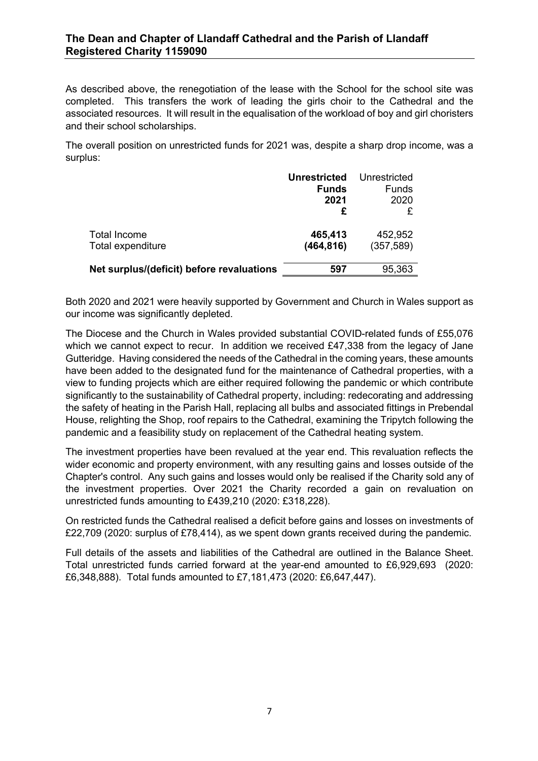As described above, the renegotiation of the lease with the School for the school site was completed. This transfers the work of leading the girls choir to the Cathedral and the associated resources. It will result in the equalisation of the workload of boy and girl choristers and their school scholarships.

The overall position on unrestricted funds for 2021 was, despite a sharp drop income, was a surplus:

| | **Unrestricted Funds 2021 £** | Unrestricted Funds 2020 £ |
|---|---|---|
| Total Income | **465,413** | 452,952 |
| Total expenditure | **(464,816)** | (357,589) |
| **Net surplus/(deficit) before revaluations** | **597** | 95,363 |

Both 2020 and 2021 were heavily supported by Government and Church in Wales support as our income was significantly depleted.

The Diocese and the Church in Wales provided substantial COVID-related funds of £55,076 which we cannot expect to recur. In addition we received £47,338 from the legacy of Jane Gutteridge. Having considered the needs of the Cathedral in the coming years, these amounts have been added to the designated fund for the maintenance of Cathedral properties, with a view to funding projects which are either required following the pandemic or which contribute significantly to the sustainability of Cathedral property, including: redecorating and addressing the safety of heating in the Parish Hall, replacing all bulbs and associated fittings in Prebendal House, relighting the Shop, roof repairs to the Cathedral, examining the Tripytch following the pandemic and a feasibility study on replacement of the Cathedral heating system.

The investment properties have been revalued at the year end. This revaluation reflects the wider economic and property environment, with any resulting gains and losses outside of the Chapter's control. Any such gains and losses would only be realised if the Charity sold any of the investment properties. Over 2021 the Charity recorded a gain on revaluation on unrestricted funds amounting to £439,210 (2020: £318,228).

On restricted funds the Cathedral realised a deficit before gains and losses on investments of £22,709 (2020: surplus of £78,414), as we spent down grants received during the pandemic.

Full details of the assets and liabilities of the Cathedral are outlined in the Balance Sheet. Total unrestricted funds carried forward at the year-end amounted to £6,929,693 (2020: £6,348,888). Total funds amounted to £7,181,473 (2020: £6,647,447).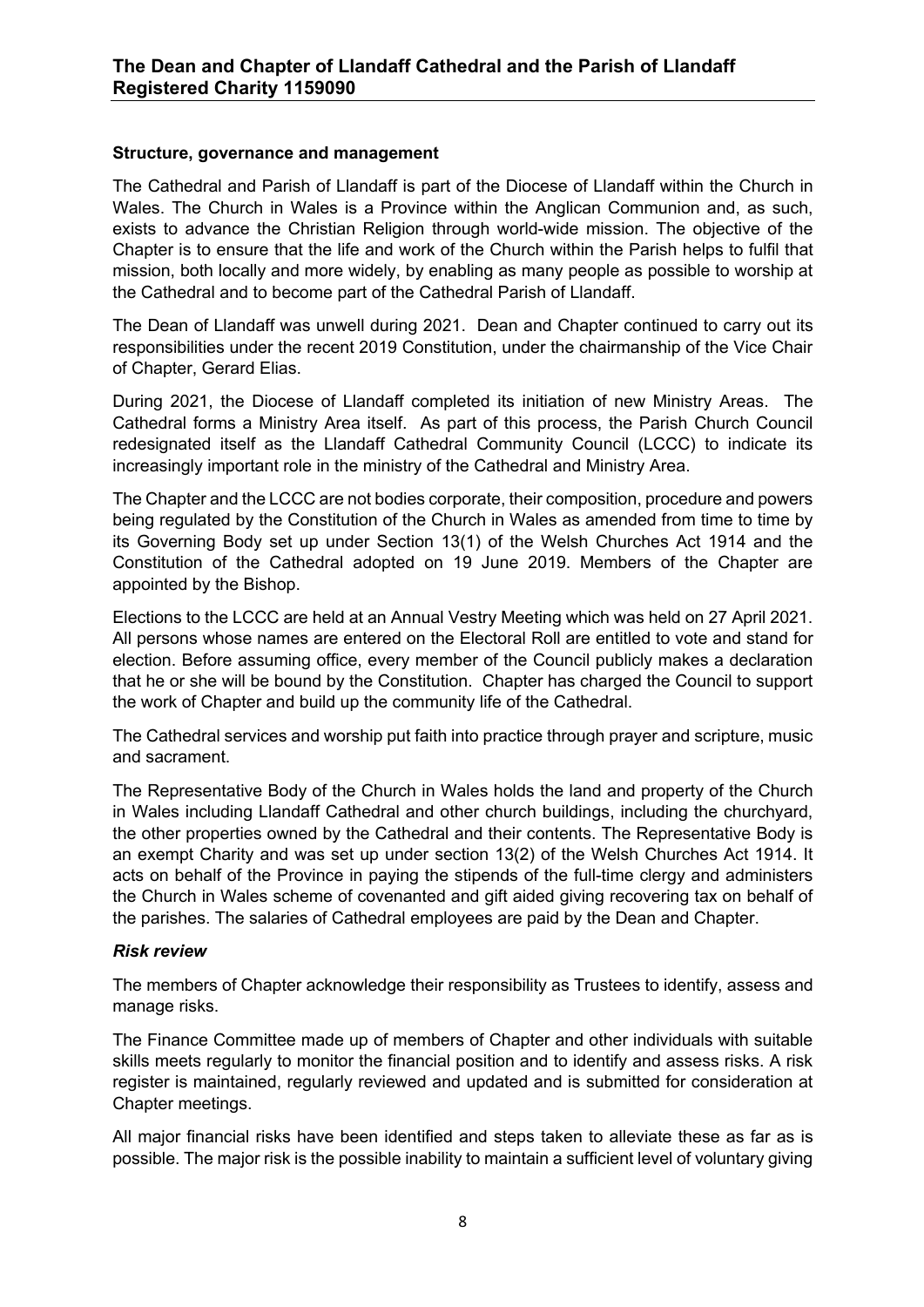**Structure, governance and management**

The Cathedral and Parish of Llandaff is part of the Diocese of Llandaff within the Church in Wales. The Church in Wales is a Province within the Anglican Communion and, as such, exists to advance the Christian Religion through world-wide mission. The objective of the Chapter is to ensure that the life and work of the Church within the Parish helps to fulfil that mission, both locally and more widely, by enabling as many people as possible to worship at the Cathedral and to become part of the Cathedral Parish of Llandaff.

The Dean of Llandaff was unwell during 2021. Dean and Chapter continued to carry out its responsibilities under the recent 2019 Constitution, under the chairmanship of the Vice Chair of Chapter, Gerard Elias.

During 2021, the Diocese of Llandaff completed its initiation of new Ministry Areas. The Cathedral forms a Ministry Area itself. As part of this process, the Parish Church Council redesignated itself as the Llandaff Cathedral Community Council (LCCC) to indicate its increasingly important role in the ministry of the Cathedral and Ministry Area.

The Chapter and the LCCC are not bodies corporate, their composition, procedure and powers being regulated by the Constitution of the Church in Wales as amended from time to time by its Governing Body set up under Section 13(1) of the Welsh Churches Act 1914 and the Constitution of the Cathedral adopted on 19 June 2019. Members of the Chapter are appointed by the Bishop.

Elections to the LCCC are held at an Annual Vestry Meeting which was held on 27 April 2021. All persons whose names are entered on the Electoral Roll are entitled to vote and stand for election. Before assuming office, every member of the Council publicly makes a declaration that he or she will be bound by the Constitution. Chapter has charged the Council to support the work of Chapter and build up the community life of the Cathedral.

The Cathedral services and worship put faith into practice through prayer and scripture, music and sacrament.

The Representative Body of the Church in Wales holds the land and property of the Church in Wales including Llandaff Cathedral and other church buildings, including the churchyard, the other properties owned by the Cathedral and their contents. The Representative Body is an exempt Charity and was set up under section 13(2) of the Welsh Churches Act 1914. It acts on behalf of the Province in paying the stipends of the full-time clergy and administers the Church in Wales scheme of covenanted and gift aided giving recovering tax on behalf of the parishes. The salaries of Cathedral employees are paid by the Dean and Chapter.

***Risk review***

The members of Chapter acknowledge their responsibility as Trustees to identify, assess and manage risks.

The Finance Committee made up of members of Chapter and other individuals with suitable skills meets regularly to monitor the financial position and to identify and assess risks. A risk register is maintained, regularly reviewed and updated and is submitted for consideration at Chapter meetings.

All major financial risks have been identified and steps taken to alleviate these as far as is possible. The major risk is the possible inability to maintain a sufficient level of voluntary giving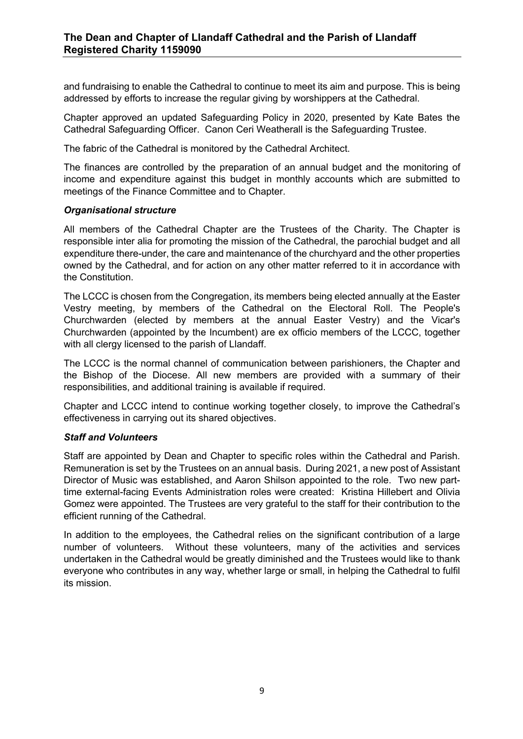and fundraising to enable the Cathedral to continue to meet its aim and purpose. This is being addressed by efforts to increase the regular giving by worshippers at the Cathedral.

Chapter approved an updated Safeguarding Policy in 2020, presented by Kate Bates the Cathedral Safeguarding Officer. Canon Ceri Weatherall is the Safeguarding Trustee.

The fabric of the Cathedral is monitored by the Cathedral Architect.

The finances are controlled by the preparation of an annual budget and the monitoring of income and expenditure against this budget in monthly accounts which are submitted to meetings of the Finance Committee and to Chapter.

### *Organisational structure*

All members of the Cathedral Chapter are the Trustees of the Charity. The Chapter is responsible inter alia for promoting the mission of the Cathedral, the parochial budget and all expenditure there-under, the care and maintenance of the churchyard and the other properties owned by the Cathedral, and for action on any other matter referred to it in accordance with the Constitution.

The LCCC is chosen from the Congregation, its members being elected annually at the Easter Vestry meeting, by members of the Cathedral on the Electoral Roll. The People's Churchwarden (elected by members at the annual Easter Vestry) and the Vicar's Churchwarden (appointed by the Incumbent) are ex officio members of the LCCC, together with all clergy licensed to the parish of Llandaff.

The LCCC is the normal channel of communication between parishioners, the Chapter and the Bishop of the Diocese. All new members are provided with a summary of their responsibilities, and additional training is available if required.

Chapter and LCCC intend to continue working together closely, to improve the Cathedral's effectiveness in carrying out its shared objectives.

### *Staff and Volunteers*

Staff are appointed by Dean and Chapter to specific roles within the Cathedral and Parish. Remuneration is set by the Trustees on an annual basis. During 2021, a new post of Assistant Director of Music was established, and Aaron Shilson appointed to the role. Two new part-time external-facing Events Administration roles were created: Kristina Hillebert and Olivia Gomez were appointed. The Trustees are very grateful to the staff for their contribution to the efficient running of the Cathedral.

In addition to the employees, the Cathedral relies on the significant contribution of a large number of volunteers. Without these volunteers, many of the activities and services undertaken in the Cathedral would be greatly diminished and the Trustees would like to thank everyone who contributes in any way, whether large or small, in helping the Cathedral to fulfil its mission.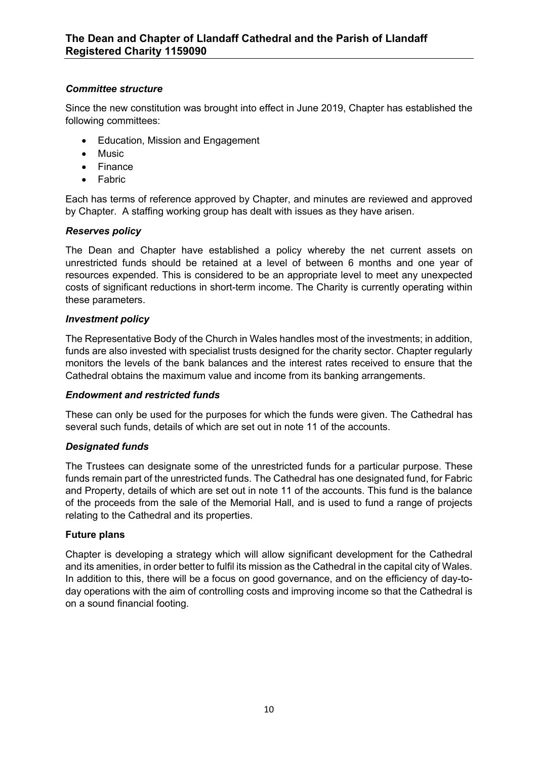### *Committee structure*

Since the new constitution was brought into effect in June 2019, Chapter has established the following committees:

- Education, Mission and Engagement
- Music
- Finance
- Fabric

Each has terms of reference approved by Chapter, and minutes are reviewed and approved by Chapter. A staffing working group has dealt with issues as they have arisen.

### *Reserves policy*

The Dean and Chapter have established a policy whereby the net current assets on unrestricted funds should be retained at a level of between 6 months and one year of resources expended. This is considered to be an appropriate level to meet any unexpected costs of significant reductions in short-term income. The Charity is currently operating within these parameters.

### *Investment policy*

The Representative Body of the Church in Wales handles most of the investments; in addition, funds are also invested with specialist trusts designed for the charity sector. Chapter regularly monitors the levels of the bank balances and the interest rates received to ensure that the Cathedral obtains the maximum value and income from its banking arrangements.

### *Endowment and restricted funds*

These can only be used for the purposes for which the funds were given. The Cathedral has several such funds, details of which are set out in note 11 of the accounts.

### *Designated funds*

The Trustees can designate some of the unrestricted funds for a particular purpose. These funds remain part of the unrestricted funds. The Cathedral has one designated fund, for Fabric and Property, details of which are set out in note 11 of the accounts. This fund is the balance of the proceeds from the sale of the Memorial Hall, and is used to fund a range of projects relating to the Cathedral and its properties.

### **Future plans**

Chapter is developing a strategy which will allow significant development for the Cathedral and its amenities, in order better to fulfil its mission as the Cathedral in the capital city of Wales. In addition to this, there will be a focus on good governance, and on the efficiency of day-to-day operations with the aim of controlling costs and improving income so that the Cathedral is on a sound financial footing.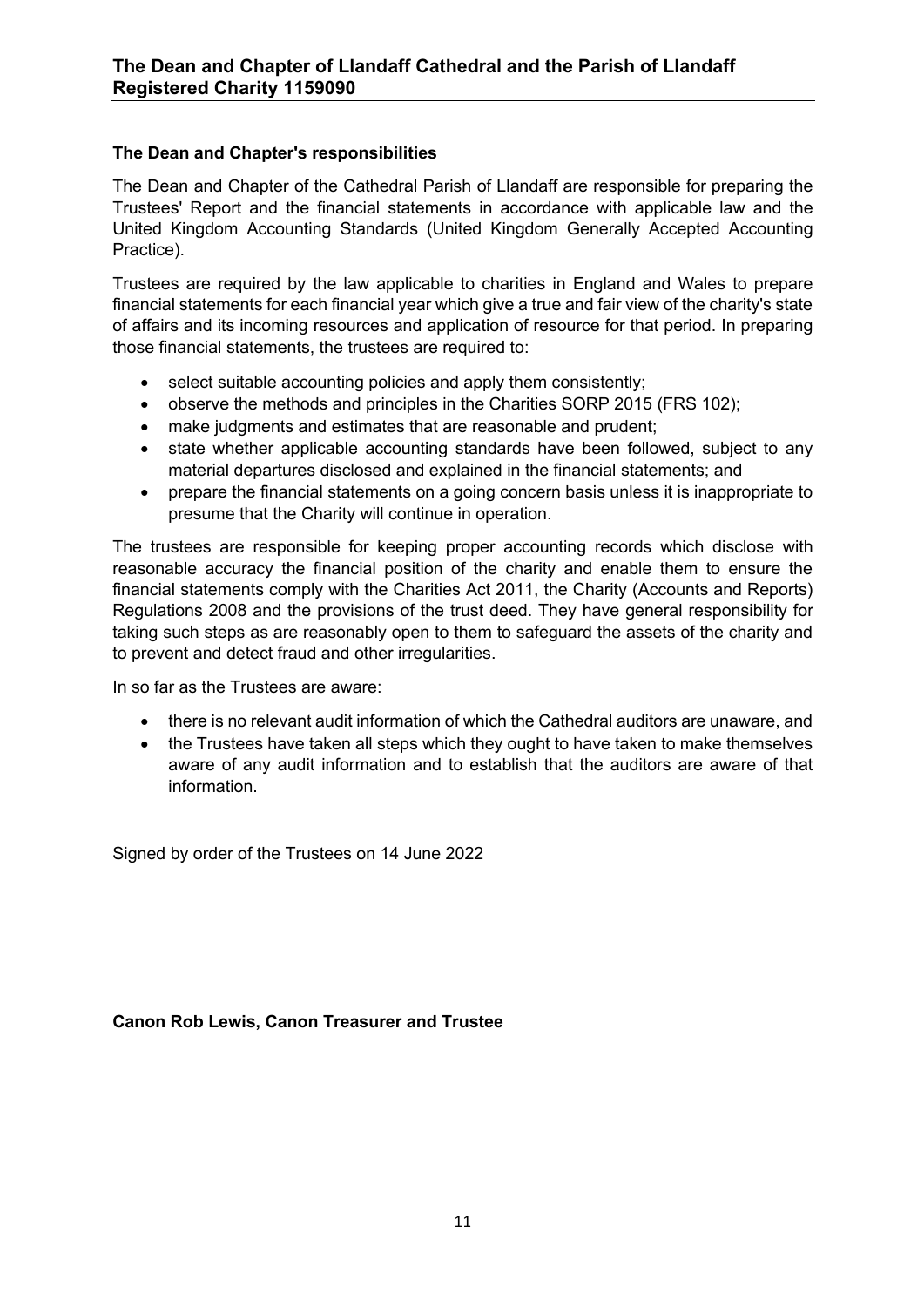### The Dean and Chapter's responsibilities

The Dean and Chapter of the Cathedral Parish of Llandaff are responsible for preparing the Trustees' Report and the financial statements in accordance with applicable law and the United Kingdom Accounting Standards (United Kingdom Generally Accepted Accounting Practice).

Trustees are required by the law applicable to charities in England and Wales to prepare financial statements for each financial year which give a true and fair view of the charity's state of affairs and its incoming resources and application of resource for that period. In preparing those financial statements, the trustees are required to:

- select suitable accounting policies and apply them consistently;
- observe the methods and principles in the Charities SORP 2015 (FRS 102);
- make judgments and estimates that are reasonable and prudent;
- state whether applicable accounting standards have been followed, subject to any material departures disclosed and explained in the financial statements; and
- prepare the financial statements on a going concern basis unless it is inappropriate to presume that the Charity will continue in operation.

The trustees are responsible for keeping proper accounting records which disclose with reasonable accuracy the financial position of the charity and enable them to ensure the financial statements comply with the Charities Act 2011, the Charity (Accounts and Reports) Regulations 2008 and the provisions of the trust deed. They have general responsibility for taking such steps as are reasonably open to them to safeguard the assets of the charity and to prevent and detect fraud and other irregularities.

In so far as the Trustees are aware:

- there is no relevant audit information of which the Cathedral auditors are unaware, and
- the Trustees have taken all steps which they ought to have taken to make themselves aware of any audit information and to establish that the auditors are aware of that information.

Signed by order of the Trustees on 14 June 2022

**Canon Rob Lewis, Canon Treasurer and Trustee**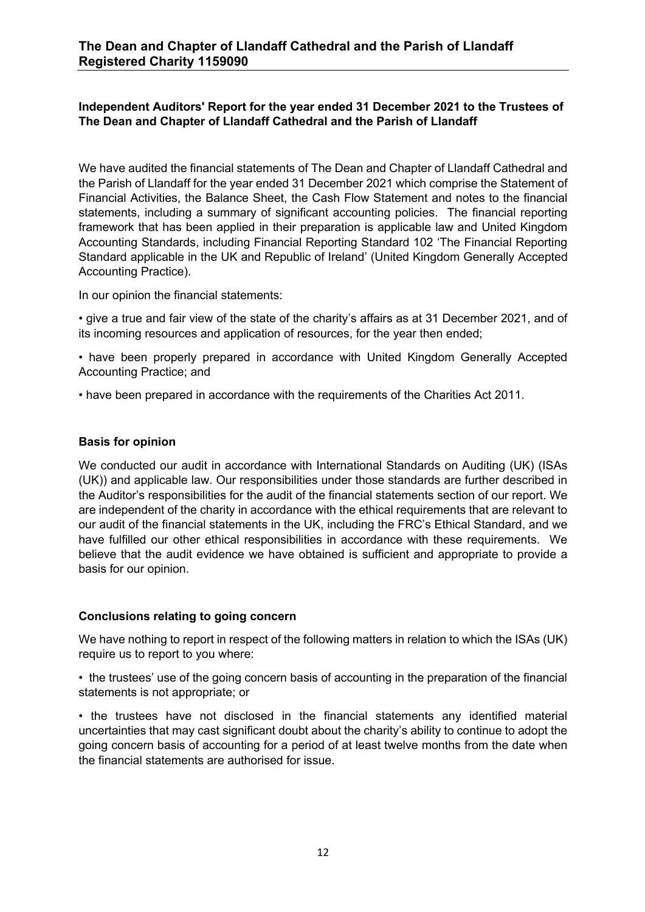## Independent Auditors' Report for the year ended 31 December 2021 to the Trustees of The Dean and Chapter of Llandaff Cathedral and the Parish of Llandaff

We have audited the financial statements of The Dean and Chapter of Llandaff Cathedral and the Parish of Llandaff for the year ended 31 December 2021 which comprise the Statement of Financial Activities, the Balance Sheet, the Cash Flow Statement and notes to the financial statements, including a summary of significant accounting policies. The financial reporting framework that has been applied in their preparation is applicable law and United Kingdom Accounting Standards, including Financial Reporting Standard 102 'The Financial Reporting Standard applicable in the UK and Republic of Ireland' (United Kingdom Generally Accepted Accounting Practice).

In our opinion the financial statements:

- give a true and fair view of the state of the charity's affairs as at 31 December 2021, and of its incoming resources and application of resources, for the year then ended;
- have been properly prepared in accordance with United Kingdom Generally Accepted Accounting Practice; and
- have been prepared in accordance with the requirements of the Charities Act 2011.

### Basis for opinion

We conducted our audit in accordance with International Standards on Auditing (UK) (ISAs (UK)) and applicable law. Our responsibilities under those standards are further described in the Auditor's responsibilities for the audit of the financial statements section of our report. We are independent of the charity in accordance with the ethical requirements that are relevant to our audit of the financial statements in the UK, including the FRC's Ethical Standard, and we have fulfilled our other ethical responsibilities in accordance with these requirements. We believe that the audit evidence we have obtained is sufficient and appropriate to provide a basis for our opinion.

### Conclusions relating to going concern

We have nothing to report in respect of the following matters in relation to which the ISAs (UK) require us to report to you where:

- the trustees' use of the going concern basis of accounting in the preparation of the financial statements is not appropriate; or
- the trustees have not disclosed in the financial statements any identified material uncertainties that may cast significant doubt about the charity's ability to continue to adopt the going concern basis of accounting for a period of at least twelve months from the date when the financial statements are authorised for issue.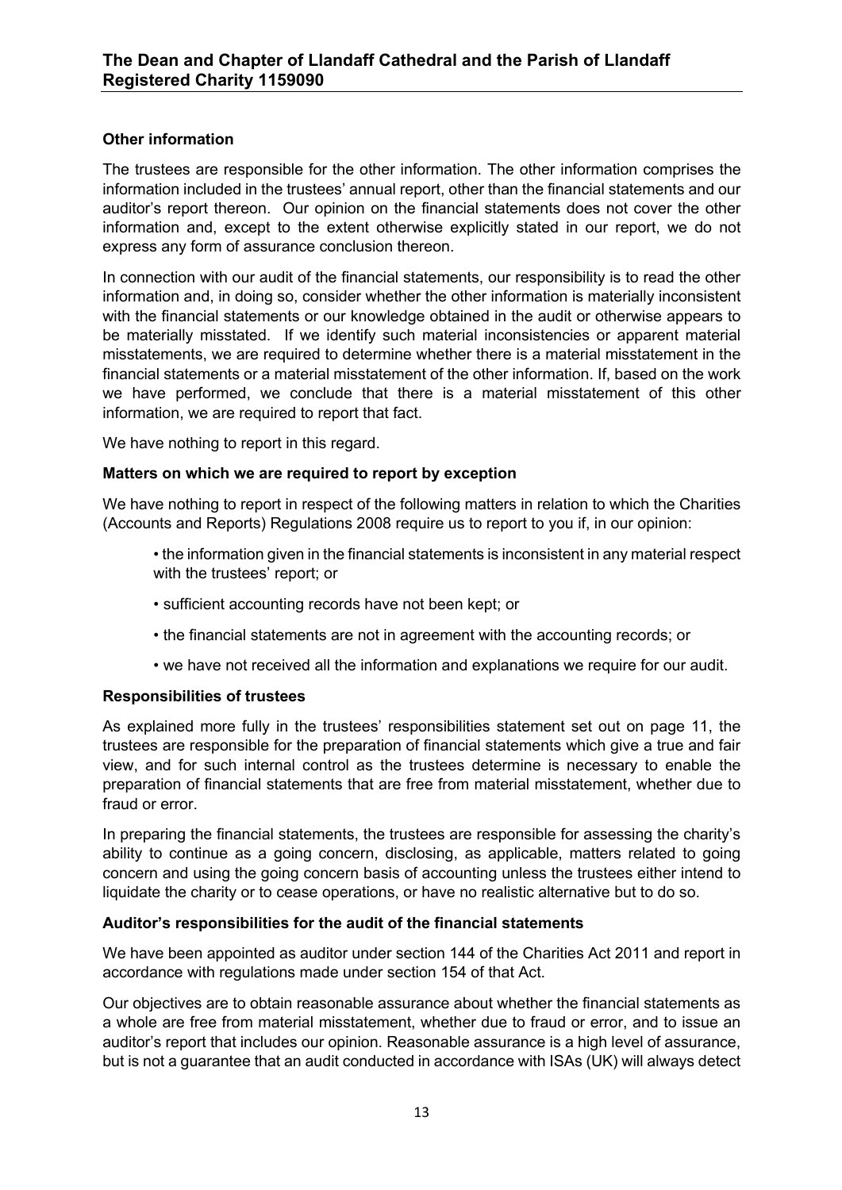**Other information**

The trustees are responsible for the other information. The other information comprises the information included in the trustees' annual report, other than the financial statements and our auditor's report thereon. Our opinion on the financial statements does not cover the other information and, except to the extent otherwise explicitly stated in our report, we do not express any form of assurance conclusion thereon.

In connection with our audit of the financial statements, our responsibility is to read the other information and, in doing so, consider whether the other information is materially inconsistent with the financial statements or our knowledge obtained in the audit or otherwise appears to be materially misstated. If we identify such material inconsistencies or apparent material misstatements, we are required to determine whether there is a material misstatement in the financial statements or a material misstatement of the other information. If, based on the work we have performed, we conclude that there is a material misstatement of this other information, we are required to report that fact.

We have nothing to report in this regard.

**Matters on which we are required to report by exception**

We have nothing to report in respect of the following matters in relation to which the Charities (Accounts and Reports) Regulations 2008 require us to report to you if, in our opinion:

- the information given in the financial statements is inconsistent in any material respect with the trustees' report; or
- sufficient accounting records have not been kept; or
- the financial statements are not in agreement with the accounting records; or
- we have not received all the information and explanations we require for our audit.

**Responsibilities of trustees**

As explained more fully in the trustees' responsibilities statement set out on page 11, the trustees are responsible for the preparation of financial statements which give a true and fair view, and for such internal control as the trustees determine is necessary to enable the preparation of financial statements that are free from material misstatement, whether due to fraud or error.

In preparing the financial statements, the trustees are responsible for assessing the charity's ability to continue as a going concern, disclosing, as applicable, matters related to going concern and using the going concern basis of accounting unless the trustees either intend to liquidate the charity or to cease operations, or have no realistic alternative but to do so.

**Auditor's responsibilities for the audit of the financial statements**

We have been appointed as auditor under section 144 of the Charities Act 2011 and report in accordance with regulations made under section 154 of that Act.

Our objectives are to obtain reasonable assurance about whether the financial statements as a whole are free from material misstatement, whether due to fraud or error, and to issue an auditor's report that includes our opinion. Reasonable assurance is a high level of assurance, but is not a guarantee that an audit conducted in accordance with ISAs (UK) will always detect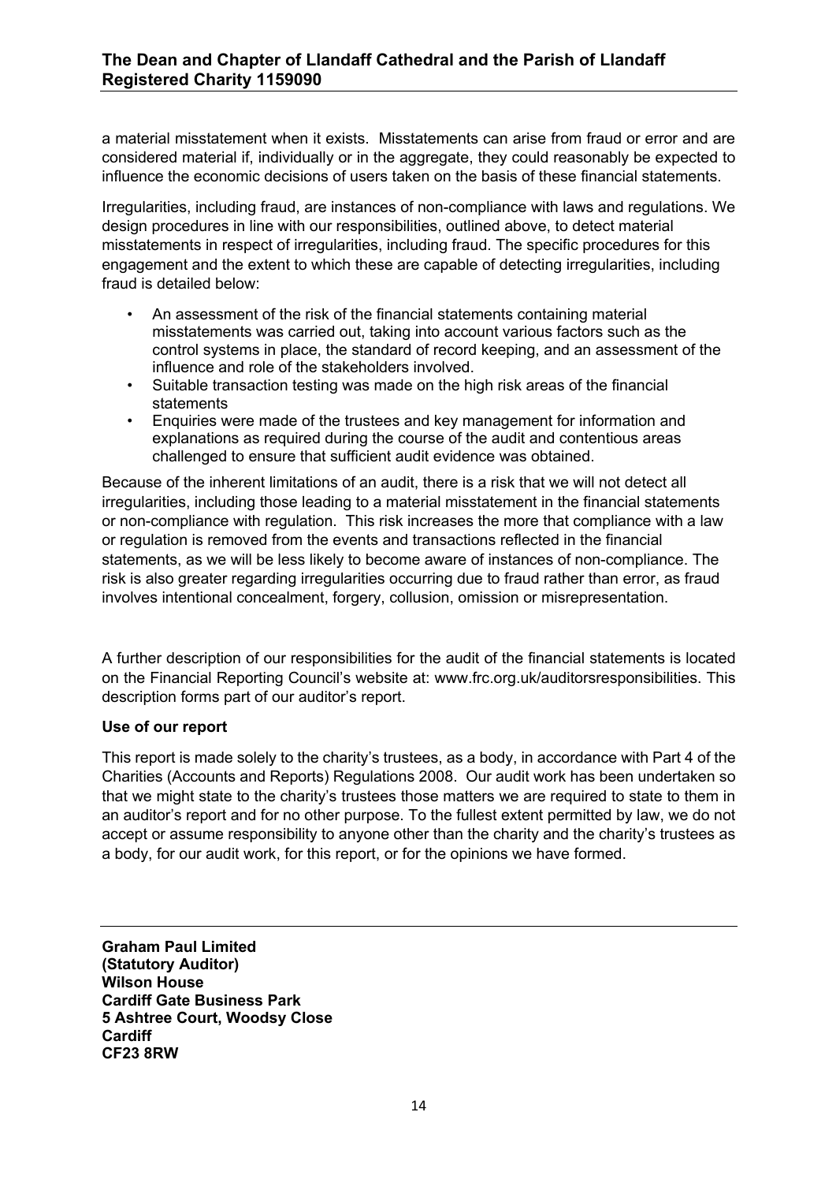a material misstatement when it exists. Misstatements can arise from fraud or error and are considered material if, individually or in the aggregate, they could reasonably be expected to influence the economic decisions of users taken on the basis of these financial statements.

Irregularities, including fraud, are instances of non-compliance with laws and regulations. We design procedures in line with our responsibilities, outlined above, to detect material misstatements in respect of irregularities, including fraud. The specific procedures for this engagement and the extent to which these are capable of detecting irregularities, including fraud is detailed below:

- An assessment of the risk of the financial statements containing material misstatements was carried out, taking into account various factors such as the control systems in place, the standard of record keeping, and an assessment of the influence and role of the stakeholders involved.
- Suitable transaction testing was made on the high risk areas of the financial statements
- Enquiries were made of the trustees and key management for information and explanations as required during the course of the audit and contentious areas challenged to ensure that sufficient audit evidence was obtained.

Because of the inherent limitations of an audit, there is a risk that we will not detect all irregularities, including those leading to a material misstatement in the financial statements or non-compliance with regulation. This risk increases the more that compliance with a law or regulation is removed from the events and transactions reflected in the financial statements, as we will be less likely to become aware of instances of non-compliance. The risk is also greater regarding irregularities occurring due to fraud rather than error, as fraud involves intentional concealment, forgery, collusion, omission or misrepresentation.

A further description of our responsibilities for the audit of the financial statements is located on the Financial Reporting Council's website at: www.frc.org.uk/auditorsresponsibilities. This description forms part of our auditor's report.

**Use of our report**

This report is made solely to the charity's trustees, as a body, in accordance with Part 4 of the Charities (Accounts and Reports) Regulations 2008. Our audit work has been undertaken so that we might state to the charity's trustees those matters we are required to state to them in an auditor's report and for no other purpose. To the fullest extent permitted by law, we do not accept or assume responsibility to anyone other than the charity and the charity's trustees as a body, for our audit work, for this report, or for the opinions we have formed.

---

**Graham Paul Limited**
**(Statutory Auditor)**
**Wilson House**
**Cardiff Gate Business Park**
**5 Ashtree Court, Woodsy Close**
**Cardiff**
**CF23 8RW**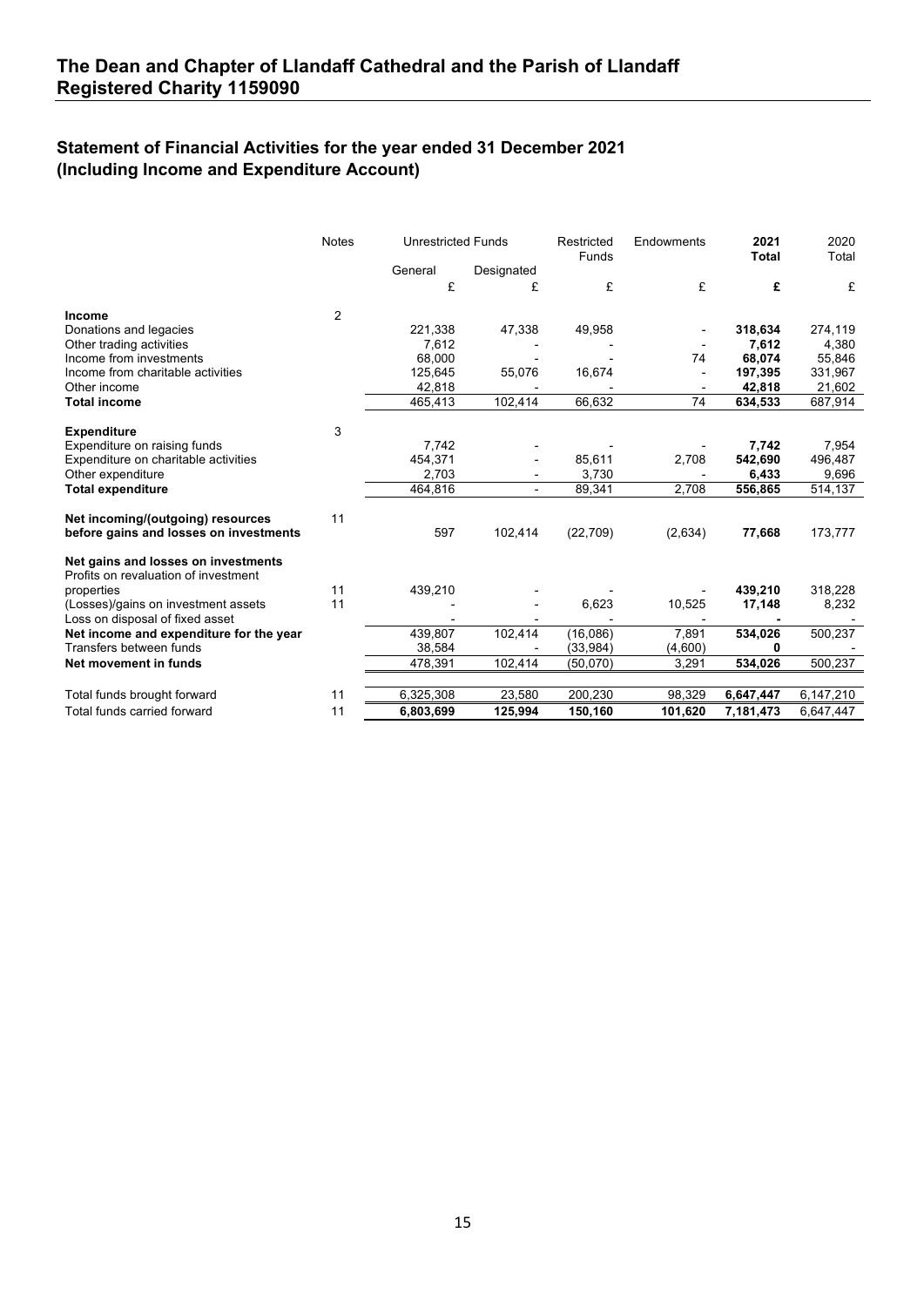# The Dean and Chapter of Llandaff Cathedral and the Parish of Llandaff
# Registered Charity 1159090

## Statement of Financial Activities for the year ended 31 December 2021
## (Including Income and Expenditure Account)

| | Notes | Unrestricted Funds | | Restricted Funds | Endowments | **2021 Total** | 2020 Total |
|---|---|---|---|---|---|---|---|
| | | General | Designated | | | | |
| | | £ | £ | £ | £ | **£** | £ |
| **Income** | 2 | | | | | | |
| Donations and legacies | | 221,338 | 47,338 | 49,958 | - | **318,634** | 274,119 |
| Other trading activities | | 7,612 | - | - | - | **7,612** | 4,380 |
| Income from investments | | 68,000 | - | - | 74 | **68,074** | 55,846 |
| Income from charitable activities | | 125,645 | 55,076 | 16,674 | - | **197,395** | 331,967 |
| Other income | | 42,818 | - | - | - | **42,818** | 21,602 |
| **Total income** | | 465,413 | 102,414 | 66,632 | 74 | **634,533** | 687,914 |
| **Expenditure** | 3 | | | | | | |
| Expenditure on raising funds | | 7,742 | - | - | - | **7,742** | 7,954 |
| Expenditure on charitable activities | | 454,371 | - | 85,611 | 2,708 | **542,690** | 496,487 |
| Other expenditure | | 2,703 | - | 3,730 | - | **6,433** | 9,696 |
| **Total expenditure** | | 464,816 | - | 89,341 | 2,708 | **556,865** | 514,137 |
| **Net incoming/(outgoing) resources before gains and losses on investments** | 11 | 597 | 102,414 | (22,709) | (2,634) | **77,668** | 173,777 |
| **Net gains and losses on investments** | | | | | | | |
| Profits on revaluation of investment properties | 11 | 439,210 | - | - | - | **439,210** | 318,228 |
| (Losses)/gains on investment assets | 11 | - | - | 6,623 | 10,525 | **17,148** | 8,232 |
| Loss on disposal of fixed asset | | - | - | - | - | **-** | - |
| **Net income and expenditure for the year** | | 439,807 | 102,414 | (16,086) | 7,891 | **534,026** | 500,237 |
| Transfers between funds | | 38,584 | - | (33,984) | (4,600) | **0** | - |
| **Net movement in funds** | | 478,391 | 102,414 | (50,070) | 3,291 | **534,026** | 500,237 |
| Total funds brought forward | 11 | 6,325,308 | 23,580 | 200,230 | 98,329 | **6,647,447** | 6,147,210 |
| Total funds carried forward | 11 | **6,803,699** | **125,994** | **150,160** | **101,620** | **7,181,473** | 6,647,447 |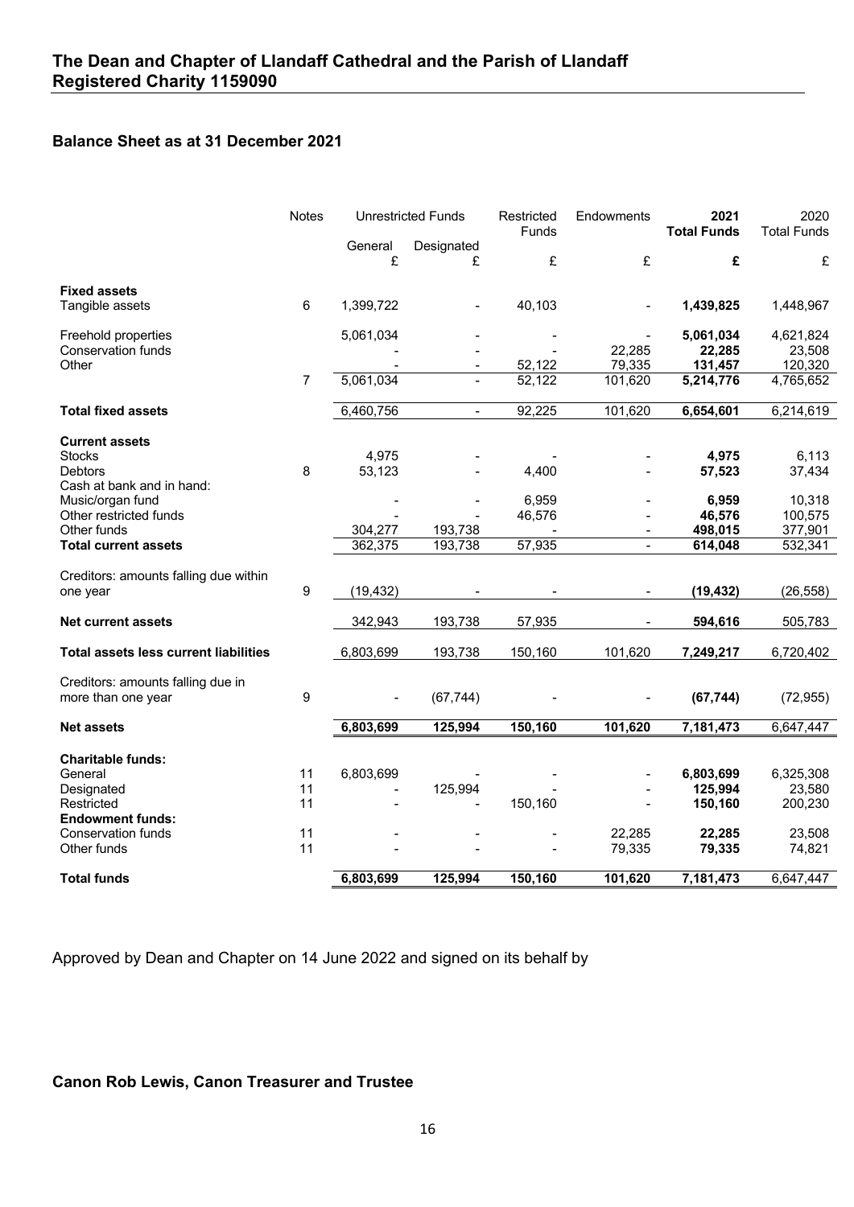# The Dean and Chapter of Llandaff Cathedral and the Parish of Llandaff
## Registered Charity 1159090

### Balance Sheet as at 31 December 2021

| | Notes | Unrestricted Funds | | Restricted Funds | Endowments | **2021 Total Funds** | 2020 Total Funds |
|---|---|---|---|---|---|---|---|
| | | General £ | Designated £ | £ | £ | **£** | £ |
| **Fixed assets** | | | | | | | |
| Tangible assets | 6 | 1,399,722 | - | 40,103 | - | **1,439,825** | 1,448,967 |
| Freehold properties | | 5,061,034 | - | - | - | **5,061,034** | 4,621,824 |
| Conservation funds | | - | - | - | 22,285 | **22,285** | 23,508 |
| Other | | - | - | 52,122 | 79,335 | **131,457** | 120,320 |
| | 7 | 5,061,034 | - | 52,122 | 101,620 | **5,214,776** | 4,765,652 |
| **Total fixed assets** | | 6,460,756 | - | 92,225 | 101,620 | **6,654,601** | 6,214,619 |
| **Current assets** | | | | | | | |
| Stocks | | 4,975 | - | - | - | **4,975** | 6,113 |
| Debtors | 8 | 53,123 | - | 4,400 | - | **57,523** | 37,434 |
| Cash at bank and in hand: | | | | | | | |
| Music/organ fund | | - | - | 6,959 | - | **6,959** | 10,318 |
| Other restricted funds | | - | - | 46,576 | - | **46,576** | 100,575 |
| Other funds | | 304,277 | 193,738 | - | - | **498,015** | 377,901 |
| **Total current assets** | | 362,375 | 193,738 | 57,935 | - | **614,048** | 532,341 |
| Creditors: amounts falling due within one year | 9 | (19,432) | - | - | - | **(19,432)** | (26,558) |
| **Net current assets** | | 342,943 | 193,738 | 57,935 | - | **594,616** | 505,783 |
| **Total assets less current liabilities** | | 6,803,699 | 193,738 | 150,160 | 101,620 | **7,249,217** | 6,720,402 |
| Creditors: amounts falling due in more than one year | 9 | - | (67,744) | - | - | **(67,744)** | (72,955) |
| **Net assets** | | **6,803,699** | **125,994** | **150,160** | **101,620** | **7,181,473** | 6,647,447 |
| **Charitable funds:** | | | | | | | |
| General | 11 | 6,803,699 | - | - | - | **6,803,699** | 6,325,308 |
| Designated | 11 | - | 125,994 | - | - | **125,994** | 23,580 |
| Restricted | 11 | - | - | 150,160 | - | **150,160** | 200,230 |
| **Endowment funds:** | | | | | | | |
| Conservation funds | 11 | - | - | - | 22,285 | **22,285** | 23,508 |
| Other funds | 11 | - | - | - | 79,335 | **79,335** | 74,821 |
| **Total funds** | | **6,803,699** | **125,994** | **150,160** | **101,620** | **7,181,473** | 6,647,447 |

Approved by Dean and Chapter on 14 June 2022 and signed on its behalf by

**Canon Rob Lewis, Canon Treasurer and Trustee**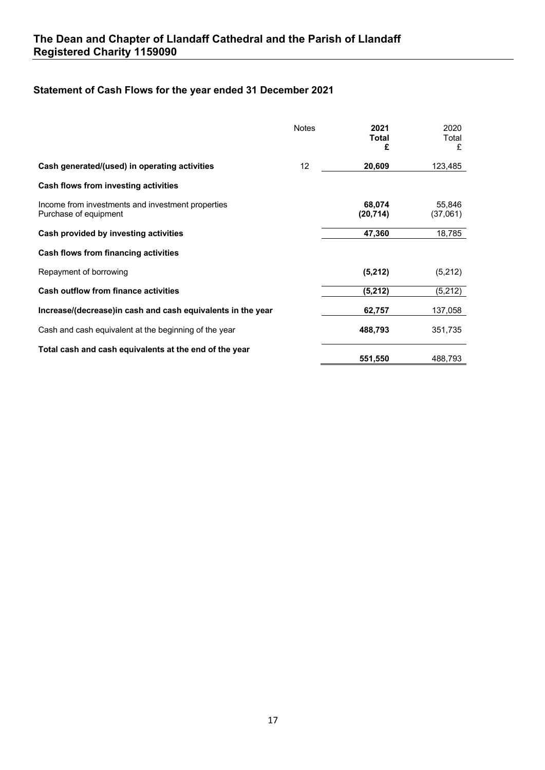# The Dean and Chapter of Llandaff Cathedral and the Parish of Llandaff
# Registered Charity 1159090

## Statement of Cash Flows for the year ended 31 December 2021

| | Notes | **2021 Total £** | 2020 Total £ |
|---|---|---|---|
| **Cash generated/(used) in operating activities** | 12 | **20,609** | 123,485 |
| **Cash flows from investing activities** | | | |
| Income from investments and investment properties | | **68,074** | 55,846 |
| Purchase of equipment | | **(20,714)** | (37,061) |
| **Cash provided by investing activities** | | **47,360** | 18,785 |
| **Cash flows from financing activities** | | | |
| Repayment of borrowing | | **(5,212)** | (5,212) |
| **Cash outflow from finance activities** | | **(5,212)** | (5,212) |
| **Increase/(decrease)in cash and cash equivalents in the year** | | **62,757** | 137,058 |
| Cash and cash equivalent at the beginning of the year | | **488,793** | 351,735 |
| **Total cash and cash equivalents at the end of the year** | | **551,550** | 488,793 |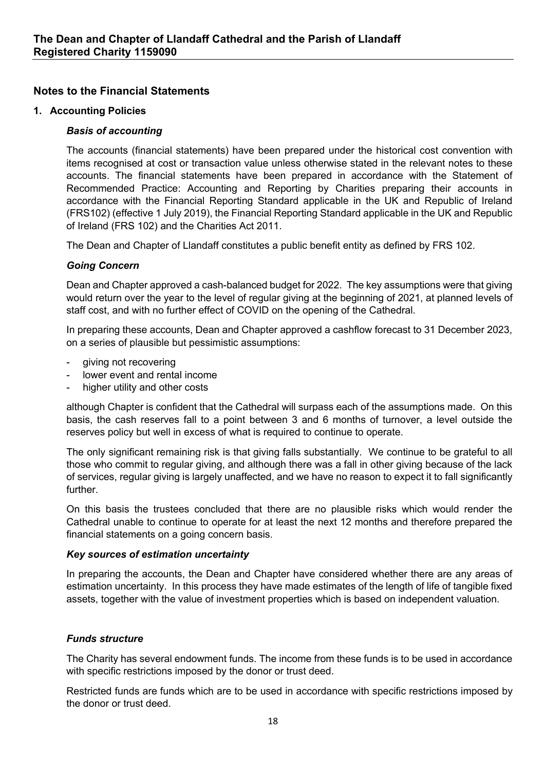## Notes to the Financial Statements

### 1. Accounting Policies

#### *Basis of accounting*

The accounts (financial statements) have been prepared under the historical cost convention with items recognised at cost or transaction value unless otherwise stated in the relevant notes to these accounts. The financial statements have been prepared in accordance with the Statement of Recommended Practice: Accounting and Reporting by Charities preparing their accounts in accordance with the Financial Reporting Standard applicable in the UK and Republic of Ireland (FRS102) (effective 1 July 2019), the Financial Reporting Standard applicable in the UK and Republic of Ireland (FRS 102) and the Charities Act 2011.

The Dean and Chapter of Llandaff constitutes a public benefit entity as defined by FRS 102.

#### *Going Concern*

Dean and Chapter approved a cash-balanced budget for 2022. The key assumptions were that giving would return over the year to the level of regular giving at the beginning of 2021, at planned levels of staff cost, and with no further effect of COVID on the opening of the Cathedral.

In preparing these accounts, Dean and Chapter approved a cashflow forecast to 31 December 2023, on a series of plausible but pessimistic assumptions:

- giving not recovering
- lower event and rental income
- higher utility and other costs

although Chapter is confident that the Cathedral will surpass each of the assumptions made. On this basis, the cash reserves fall to a point between 3 and 6 months of turnover, a level outside the reserves policy but well in excess of what is required to continue to operate.

The only significant remaining risk is that giving falls substantially. We continue to be grateful to all those who commit to regular giving, and although there was a fall in other giving because of the lack of services, regular giving is largely unaffected, and we have no reason to expect it to fall significantly further.

On this basis the trustees concluded that there are no plausible risks which would render the Cathedral unable to continue to operate for at least the next 12 months and therefore prepared the financial statements on a going concern basis.

#### *Key sources of estimation uncertainty*

In preparing the accounts, the Dean and Chapter have considered whether there are any areas of estimation uncertainty. In this process they have made estimates of the length of life of tangible fixed assets, together with the value of investment properties which is based on independent valuation.

#### *Funds structure*

The Charity has several endowment funds. The income from these funds is to be used in accordance with specific restrictions imposed by the donor or trust deed.

Restricted funds are funds which are to be used in accordance with specific restrictions imposed by the donor or trust deed.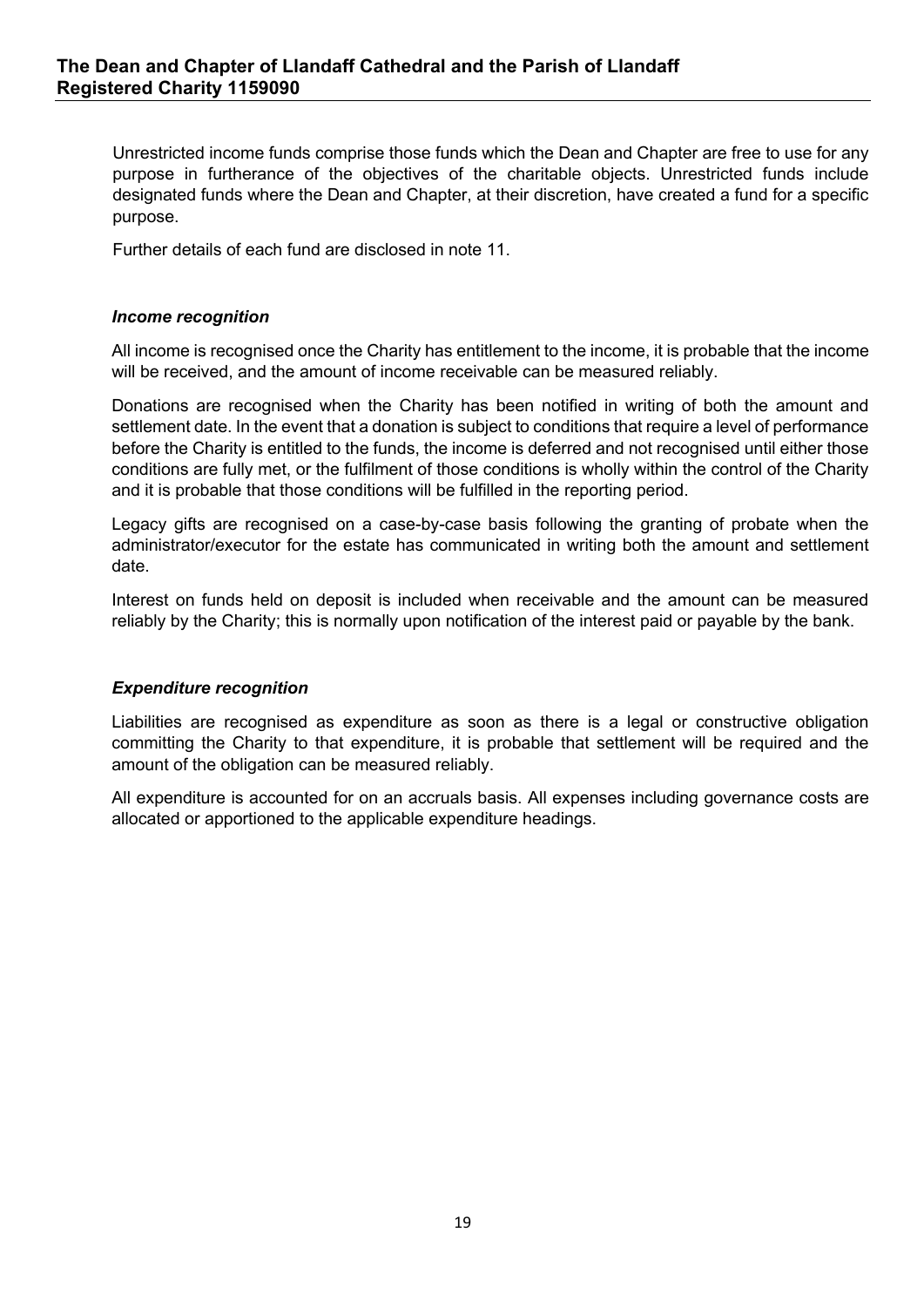Unrestricted income funds comprise those funds which the Dean and Chapter are free to use for any purpose in furtherance of the objectives of the charitable objects. Unrestricted funds include designated funds where the Dean and Chapter, at their discretion, have created a fund for a specific purpose.

Further details of each fund are disclosed in note 11.

***Income recognition***

All income is recognised once the Charity has entitlement to the income, it is probable that the income will be received, and the amount of income receivable can be measured reliably.

Donations are recognised when the Charity has been notified in writing of both the amount and settlement date. In the event that a donation is subject to conditions that require a level of performance before the Charity is entitled to the funds, the income is deferred and not recognised until either those conditions are fully met, or the fulfilment of those conditions is wholly within the control of the Charity and it is probable that those conditions will be fulfilled in the reporting period.

Legacy gifts are recognised on a case-by-case basis following the granting of probate when the administrator/executor for the estate has communicated in writing both the amount and settlement date.

Interest on funds held on deposit is included when receivable and the amount can be measured reliably by the Charity; this is normally upon notification of the interest paid or payable by the bank.

***Expenditure recognition***

Liabilities are recognised as expenditure as soon as there is a legal or constructive obligation committing the Charity to that expenditure, it is probable that settlement will be required and the amount of the obligation can be measured reliably.

All expenditure is accounted for on an accruals basis. All expenses including governance costs are allocated or apportioned to the applicable expenditure headings.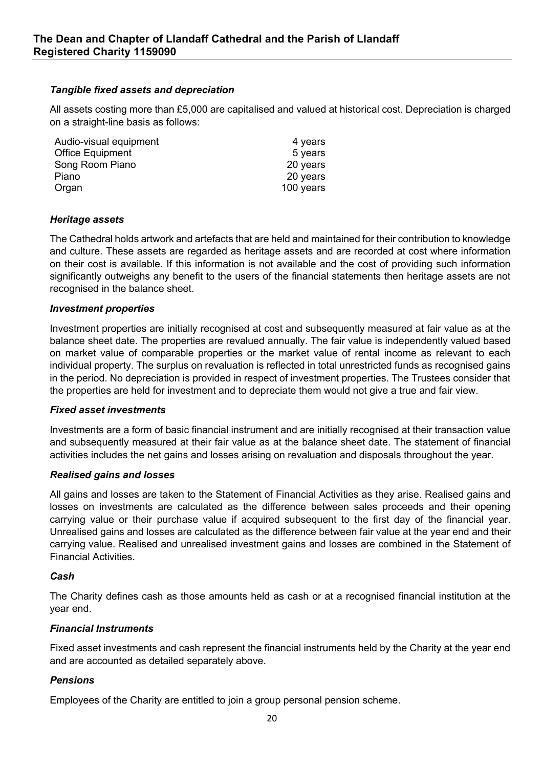### *Tangible fixed assets and depreciation*

All assets costing more than £5,000 are capitalised and valued at historical cost. Depreciation is charged on a straight-line basis as follows:

| | |
|---|---|
| Audio-visual equipment | 4 years |
| Office Equipment | 5 years |
| Song Room Piano | 20 years |
| Piano | 20 years |
| Organ | 100 years |

### *Heritage assets*

The Cathedral holds artwork and artefacts that are held and maintained for their contribution to knowledge and culture. These assets are regarded as heritage assets and are recorded at cost where information on their cost is available. If this information is not available and the cost of providing such information significantly outweighs any benefit to the users of the financial statements then heritage assets are not recognised in the balance sheet.

### *Investment properties*

Investment properties are initially recognised at cost and subsequently measured at fair value as at the balance sheet date. The properties are revalued annually. The fair value is independently valued based on market value of comparable properties or the market value of rental income as relevant to each individual property. The surplus on revaluation is reflected in total unrestricted funds as recognised gains in the period. No depreciation is provided in respect of investment properties. The Trustees consider that the properties are held for investment and to depreciate them would not give a true and fair view.

### *Fixed asset investments*

Investments are a form of basic financial instrument and are initially recognised at their transaction value and subsequently measured at their fair value as at the balance sheet date. The statement of financial activities includes the net gains and losses arising on revaluation and disposals throughout the year.

### *Realised gains and losses*

All gains and losses are taken to the Statement of Financial Activities as they arise. Realised gains and losses on investments are calculated as the difference between sales proceeds and their opening carrying value or their purchase value if acquired subsequent to the first day of the financial year. Unrealised gains and losses are calculated as the difference between fair value at the year end and their carrying value. Realised and unrealised investment gains and losses are combined in the Statement of Financial Activities.

### *Cash*

The Charity defines cash as those amounts held as cash or at a recognised financial institution at the year end.

### *Financial Instruments*

Fixed asset investments and cash represent the financial instruments held by the Charity at the year end and are accounted as detailed separately above.

### *Pensions*

Employees of the Charity are entitled to join a group personal pension scheme.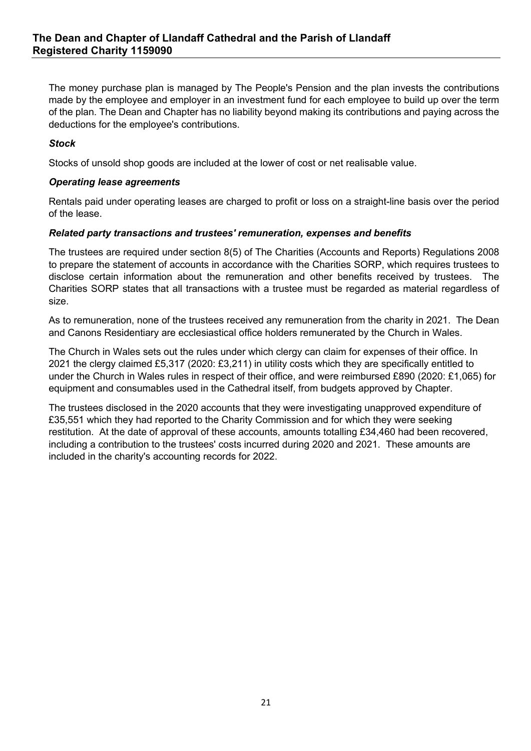The money purchase plan is managed by The People's Pension and the plan invests the contributions made by the employee and employer in an investment fund for each employee to build up over the term of the plan. The Dean and Chapter has no liability beyond making its contributions and paying across the deductions for the employee's contributions.

***Stock***

Stocks of unsold shop goods are included at the lower of cost or net realisable value.

***Operating lease agreements***

Rentals paid under operating leases are charged to profit or loss on a straight-line basis over the period of the lease.

***Related party transactions and trustees' remuneration, expenses and benefits***

The trustees are required under section 8(5) of The Charities (Accounts and Reports) Regulations 2008 to prepare the statement of accounts in accordance with the Charities SORP, which requires trustees to disclose certain information about the remuneration and other benefits received by trustees. The Charities SORP states that all transactions with a trustee must be regarded as material regardless of size.

As to remuneration, none of the trustees received any remuneration from the charity in 2021. The Dean and Canons Residentiary are ecclesiastical office holders remunerated by the Church in Wales.

The Church in Wales sets out the rules under which clergy can claim for expenses of their office. In 2021 the clergy claimed £5,317 (2020: £3,211) in utility costs which they are specifically entitled to under the Church in Wales rules in respect of their office, and were reimbursed £890 (2020: £1,065) for equipment and consumables used in the Cathedral itself, from budgets approved by Chapter.

The trustees disclosed in the 2020 accounts that they were investigating unapproved expenditure of £35,551 which they had reported to the Charity Commission and for which they were seeking restitution. At the date of approval of these accounts, amounts totalling £34,460 had been recovered, including a contribution to the trustees' costs incurred during 2020 and 2021. These amounts are included in the charity's accounting records for 2022.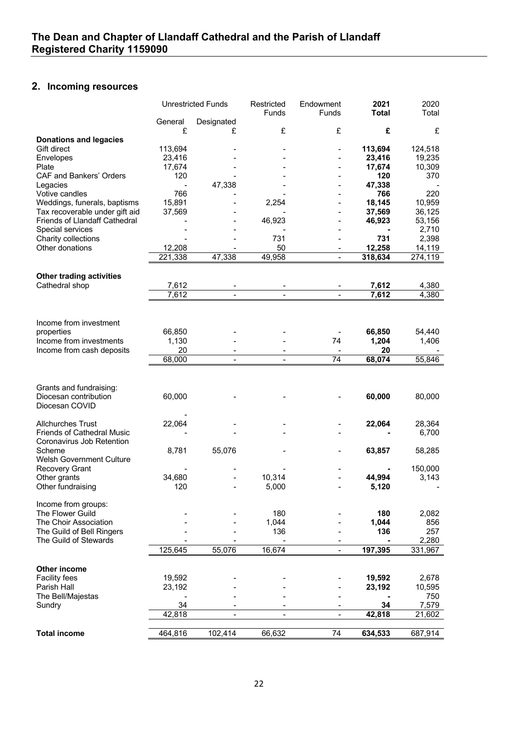## 2. Incoming resources

| | Unrestricted Funds | | Restricted Funds | Endowment Funds | **2021 Total** | 2020 Total |
|---|---|---|---|---|---|---|
| | General | Designated | | | | |
| | £ | £ | £ | £ | **£** | £ |
| **Donations and legacies** | | | | | | |
| Gift direct | 113,694 | - | - | - | **113,694** | 124,518 |
| Envelopes | 23,416 | - | - | - | **23,416** | 19,235 |
| Plate | 17,674 | - | - | - | **17,674** | 10,309 |
| CAF and Bankers' Orders | 120 | - | - | - | **120** | 370 |
| Legacies | - | 47,338 | - | - | **47,338** | - |
| Votive candles | 766 | - | - | - | **766** | 220 |
| Weddings, funerals, baptisms | 15,891 | - | 2,254 | - | **18,145** | 10,959 |
| Tax recoverable under gift aid | 37,569 | - | - | - | **37,569** | 36,125 |
| Friends of Llandaff Cathedral | - | - | 46,923 | - | **46,923** | 53,156 |
| Special services | - | - | - | - | **-** | 2,710 |
| Charity collections | - | - | 731 | - | **731** | 2,398 |
| Other donations | 12,208 | - | 50 | - | **12,258** | 14,119 |
| | 221,338 | 47,338 | 49,958 | - | **318,634** | 274,119 |
| **Other trading activities** | | | | | | |
| Cathedral shop | 7,612 | - | - | - | **7,612** | 4,380 |
| | 7,612 | - | - | - | **7,612** | 4,380 |
| Income from investment properties | 66,850 | - | - | - | **66,850** | 54,440 |
| Income from investments | 1,130 | - | - | 74 | **1,204** | 1,406 |
| Income from cash deposits | 20 | - | - | - | **20** | - |
| | 68,000 | - | - | 74 | **68,074** | 55,846 |
| Grants and fundraising: | | | | | | |
| Diocesan contribution | 60,000 | - | - | - | **60,000** | 80,000 |
| Diocesan COVID | - | | | | | |
| Allchurches Trust | 22,064 | - | - | - | **22,064** | 28,364 |
| Friends of Cathedral Music | - | - | - | - | **-** | 6,700 |
| Coronavirus Job Retention Scheme | 8,781 | 55,076 | - | - | **63,857** | 58,285 |
| Welsh Government Culture Recovery Grant | - | - | - | - | **-** | 150,000 |
| Other grants | 34,680 | - | 10,314 | - | **44,994** | 3,143 |
| Other fundraising | 120 | - | 5,000 | - | **5,120** | - |
| Income from groups: | | | | | | |
| The Flower Guild | - | - | 180 | - | **180** | 2,082 |
| The Choir Association | - | - | 1,044 | - | **1,044** | 856 |
| The Guild of Bell Ringers | - | - | 136 | - | **136** | 257 |
| The Guild of Stewards | - | - | - | - | **-** | 2,280 |
| | 125,645 | 55,076 | 16,674 | - | **197,395** | 331,967 |
| **Other income** | | | | | | |
| Facility fees | 19,592 | - | - | - | **19,592** | 2,678 |
| Parish Hall | 23,192 | - | - | - | **23,192** | 10,595 |
| The Bell/Majestas | - | - | - | - | **-** | 750 |
| Sundry | 34 | - | - | - | **34** | 7,579 |
| | 42,818 | - | - | - | **42,818** | 21,602 |
| **Total income** | 464,816 | 102,414 | 66,632 | 74 | **634,533** | 687,914 |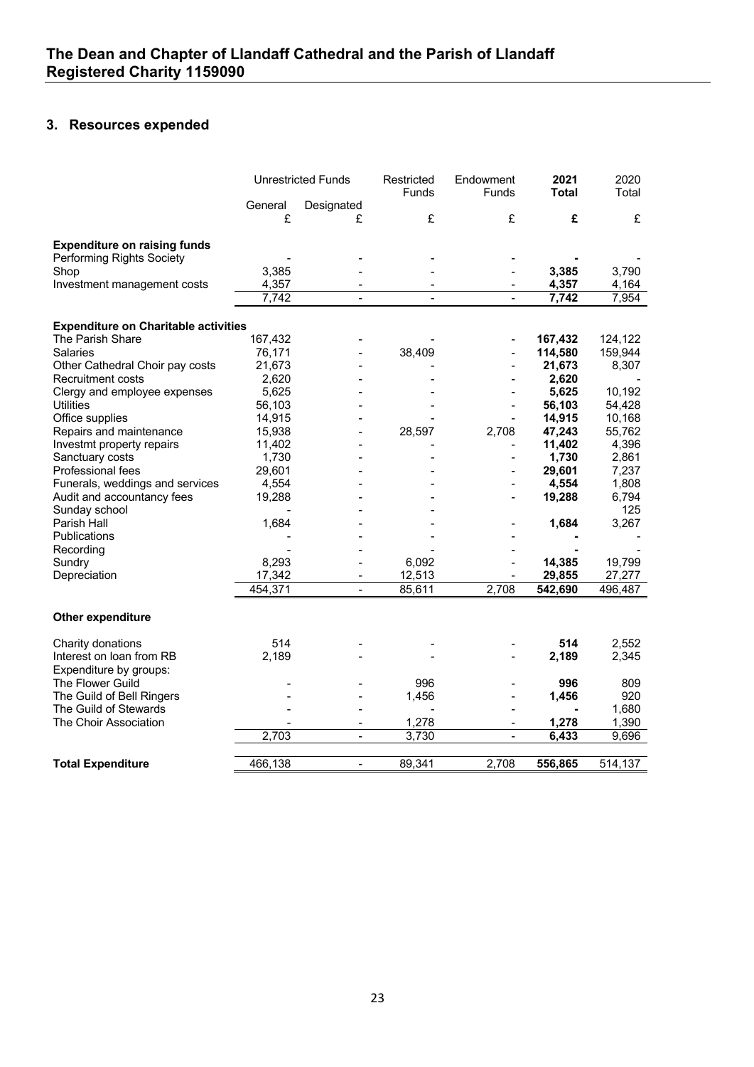## 3. Resources expended

| | Unrestricted Funds | | Restricted Funds | Endowment Funds | **2021 Total** | 2020 Total |
|---|---|---|---|---|---|---|
| | General | Designated | | | | |
| | £ | £ | £ | £ | **£** | £ |
| **Expenditure on raising funds** | | | | | | |
| Performing Rights Society | - | - | - | - | **-** | - |
| Shop | 3,385 | - | - | - | **3,385** | 3,790 |
| Investment management costs | 4,357 | - | - | - | **4,357** | 4,164 |
| | 7,742 | - | - | - | **7,742** | 7,954 |
| **Expenditure on Charitable activities** | | | | | | |
| The Parish Share | 167,432 | - | - | - | **167,432** | 124,122 |
| Salaries | 76,171 | - | 38,409 | - | **114,580** | 159,944 |
| Other Cathedral Choir pay costs | 21,673 | - | - | - | **21,673** | 8,307 |
| Recruitment costs | 2,620 | - | - | - | **2,620** | - |
| Clergy and employee expenses | 5,625 | - | - | - | **5,625** | 10,192 |
| Utilities | 56,103 | - | - | - | **56,103** | 54,428 |
| Office supplies | 14,915 | - | - | - | **14,915** | 10,168 |
| Repairs and maintenance | 15,938 | - | 28,597 | 2,708 | **47,243** | 55,762 |
| Investmt property repairs | 11,402 | - | - | - | **11,402** | 4,396 |
| Sanctuary costs | 1,730 | - | - | - | **1,730** | 2,861 |
| Professional fees | 29,601 | - | - | - | **29,601** | 7,237 |
| Funerals, weddings and services | 4,554 | - | - | - | **4,554** | 1,808 |
| Audit and accountancy fees | 19,288 | - | - | - | **19,288** | 6,794 |
| Sunday school | - | - | - | | | 125 |
| Parish Hall | 1,684 | - | - | - | **1,684** | 3,267 |
| Publications | - | - | - | - | **-** | - |
| Recording | - | - | - | - | **-** | - |
| Sundry | 8,293 | - | 6,092 | - | **14,385** | 19,799 |
| Depreciation | 17,342 | - | 12,513 | - | **29,855** | 27,277 |
| | 454,371 | - | 85,611 | 2,708 | **542,690** | 496,487 |
| **Other expenditure** | | | | | | |
| Charity donations | 514 | - | - | - | **514** | 2,552 |
| Interest on loan from RB | 2,189 | - | - | - | **2,189** | 2,345 |
| Expenditure by groups: | | | | | | |
| The Flower Guild | - | - | 996 | - | **996** | 809 |
| The Guild of Bell Ringers | - | - | 1,456 | - | **1,456** | 920 |
| The Guild of Stewards | - | - | - | - | **-** | 1,680 |
| The Choir Association | - | - | 1,278 | - | **1,278** | 1,390 |
| | 2,703 | - | 3,730 | - | **6,433** | 9,696 |
| **Total Expenditure** | 466,138 | - | 89,341 | 2,708 | **556,865** | 514,137 |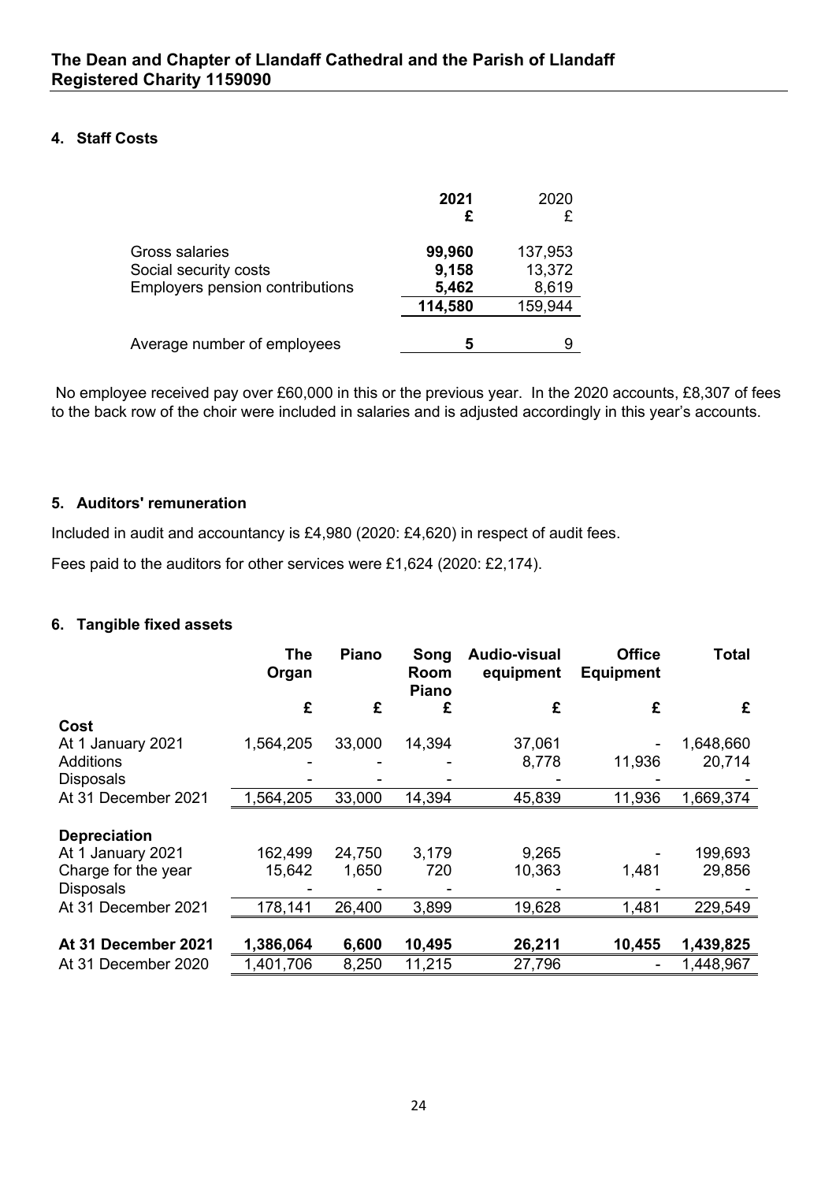**The Dean and Chapter of Llandaff Cathedral and the Parish of Llandaff**
**Registered Charity 1159090**

### 4. Staff Costs

| | **2021** | 2020 |
|---|---|---|
| | **£** | £ |
| Gross salaries | **99,960** | 137,953 |
| Social security costs | **9,158** | 13,372 |
| Employers pension contributions | **5,462** | 8,619 |
| | **114,580** | 159,944 |
| Average number of employees | **5** | 9 |

No employee received pay over £60,000 in this or the previous year. In the 2020 accounts, £8,307 of fees to the back row of the choir were included in salaries and is adjusted accordingly in this year's accounts.

### 5. Auditors' remuneration

Included in audit and accountancy is £4,980 (2020: £4,620) in respect of audit fees.

Fees paid to the auditors for other services were £1,624 (2020: £2,174).

### 6. Tangible fixed assets

| | **The Organ** | **Piano** | **Song Room Piano** | **Audio-visual equipment** | **Office Equipment** | **Total** |
|---|---|---|---|---|---|---|
| | **£** | **£** | **£** | **£** | **£** | **£** |
| **Cost** | | | | | | |
| At 1 January 2021 | 1,564,205 | 33,000 | 14,394 | 37,061 | - | 1,648,660 |
| Additions | - | - | - | 8,778 | 11,936 | 20,714 |
| Disposals | - | - | - | - | - | - |
| At 31 December 2021 | 1,564,205 | 33,000 | 14,394 | 45,839 | 11,936 | 1,669,374 |
| **Depreciation** | | | | | | |
| At 1 January 2021 | 162,499 | 24,750 | 3,179 | 9,265 | - | 199,693 |
| Charge for the year | 15,642 | 1,650 | 720 | 10,363 | 1,481 | 29,856 |
| Disposals | - | - | - | - | - | - |
| At 31 December 2021 | 178,141 | 26,400 | 3,899 | 19,628 | 1,481 | 229,549 |
| **At 31 December 2021** | **1,386,064** | **6,600** | **10,495** | **26,211** | **10,455** | **1,439,825** |
| At 31 December 2020 | 1,401,706 | 8,250 | 11,215 | 27,796 | - | 1,448,967 |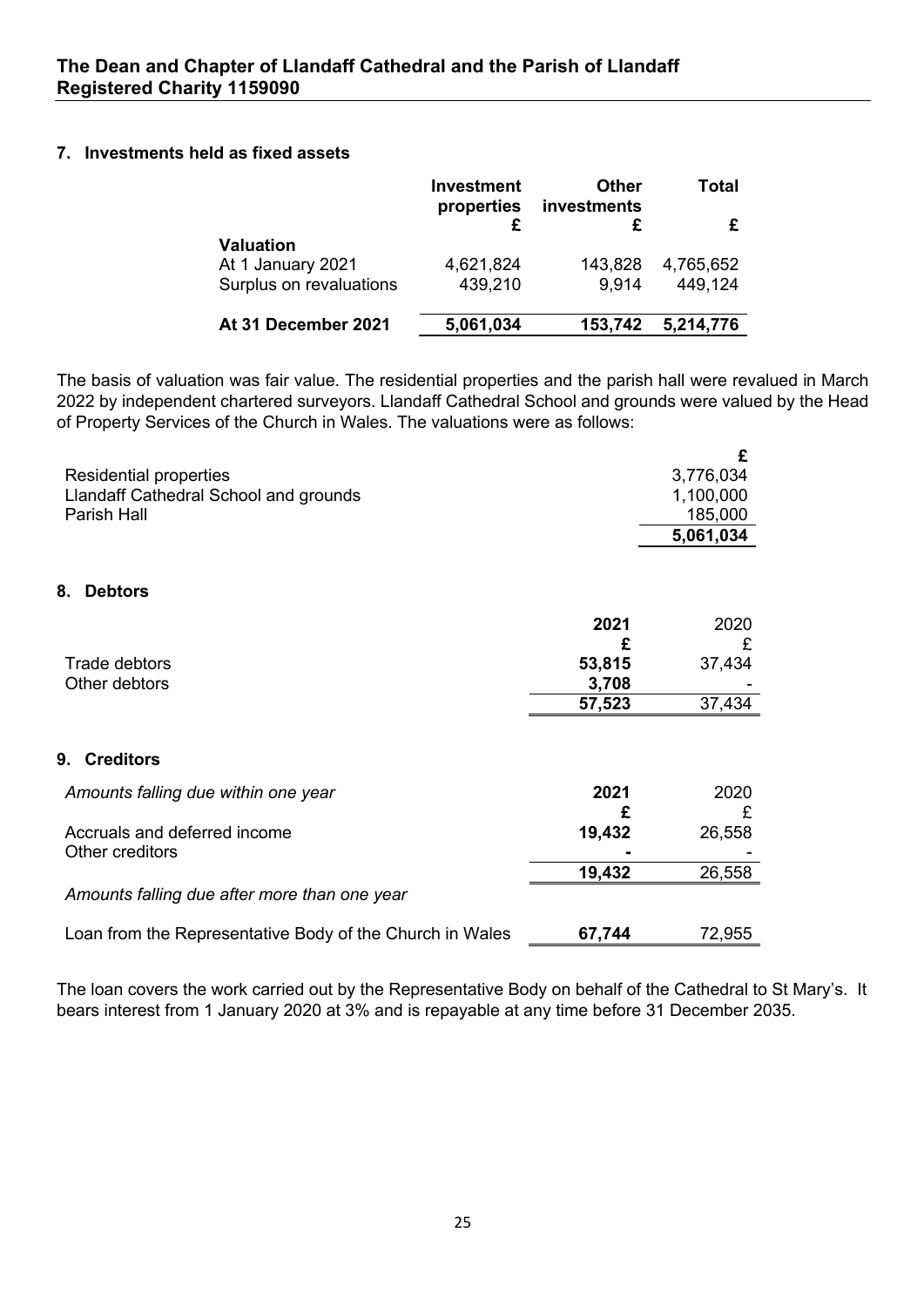**The Dean and Chapter of Llandaff Cathedral and the Parish of Llandaff**
**Registered Charity 1159090**

## 7. Investments held as fixed assets

| | Investment properties | Other investments | Total |
|---|---|---|---|
| | £ | £ | £ |
| **Valuation** | | | |
| At 1 January 2021 | 4,621,824 | 143,828 | 4,765,652 |
| Surplus on revaluations | 439,210 | 9,914 | 449,124 |
| **At 31 December 2021** | **5,061,034** | **153,742** | **5,214,776** |

The basis of valuation was fair value. The residential properties and the parish hall were revalued in March 2022 by independent chartered surveyors. Llandaff Cathedral School and grounds were valued by the Head of Property Services of the Church in Wales. The valuations were as follows:

| | £ |
|---|---|
| Residential properties | 3,776,034 |
| Llandaff Cathedral School and grounds | 1,100,000 |
| Parish Hall | 185,000 |
| | **5,061,034** |

## 8. Debtors

| | 2021 | 2020 |
|---|---|---|
| | £ | £ |
| Trade debtors | **53,815** | 37,434 |
| Other debtors | **3,708** | - |
| | **57,523** | 37,434 |

## 9. Creditors

| *Amounts falling due within one year* | 2021 | 2020 |
|---|---|---|
| | £ | £ |
| Accruals and deferred income | **19,432** | 26,558 |
| Other creditors | **-** | - |
| | **19,432** | 26,558 |
| *Amounts falling due after more than one year* | | |
| Loan from the Representative Body of the Church in Wales | **67,744** | 72,955 |

The loan covers the work carried out by the Representative Body on behalf of the Cathedral to St Mary's. It bears interest from 1 January 2020 at 3% and is repayable at any time before 31 December 2035.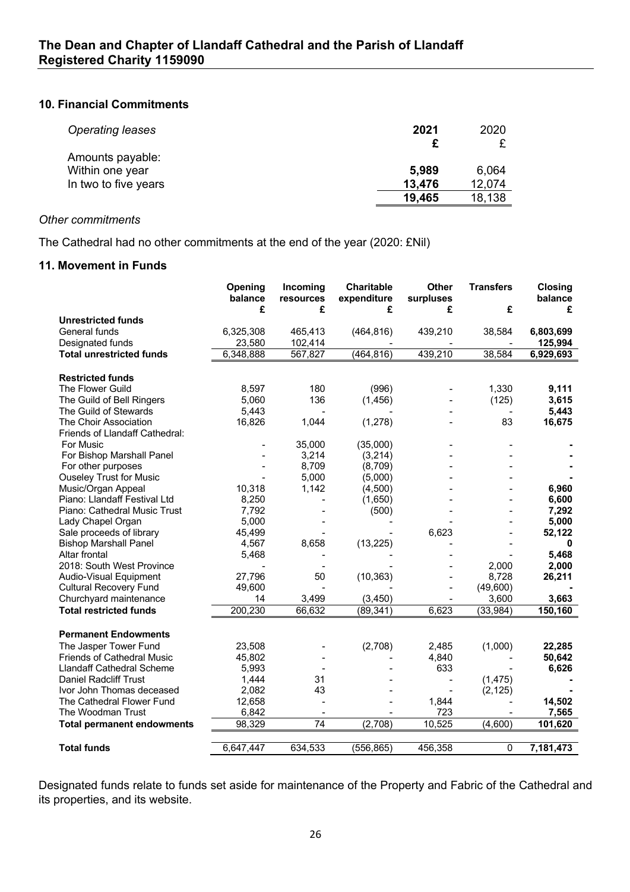## 10. Financial Commitments

| *Operating leases* | **2021** | 2020 |
|---|---|---|
| | **£** | £ |
| Amounts payable: | | |
| Within one year | **5,989** | 6,064 |
| In two to five years | **13,476** | 12,074 |
| | **19,465** | 18,138 |

*Other commitments*

The Cathedral had no other commitments at the end of the year (2020: £Nil)

## 11. Movement in Funds

| | Opening balance | Incoming resources | Charitable expenditure | Other surpluses | Transfers | Closing balance |
|---|---|---|---|---|---|---|
| | £ | £ | £ | £ | £ | £ |
| **Unrestricted funds** | | | | | | |
| General funds | 6,325,308 | 465,413 | (464,816) | 439,210 | 38,584 | **6,803,699** |
| Designated funds | 23,580 | 102,414 | - | - | - | **125,994** |
| **Total unrestricted funds** | 6,348,888 | 567,827 | (464,816) | 439,210 | 38,584 | **6,929,693** |
| | | | | | | |
| **Restricted funds** | | | | | | |
| The Flower Guild | 8,597 | 180 | (996) | - | 1,330 | **9,111** |
| The Guild of Bell Ringers | 5,060 | 136 | (1,456) | - | (125) | **3,615** |
| The Guild of Stewards | 5,443 | - | - | - | - | **5,443** |
| The Choir Association | 16,826 | 1,044 | (1,278) | - | 83 | **16,675** |
| Friends of Llandaff Cathedral: | | | | | | |
| For Music | - | 35,000 | (35,000) | - | - | **-** |
| For Bishop Marshall Panel | - | 3,214 | (3,214) | - | - | **-** |
| For other purposes | - | 8,709 | (8,709) | - | - | **-** |
| Ouseley Trust for Music | - | 5,000 | (5,000) | - | - | **-** |
| Music/Organ Appeal | 10,318 | 1,142 | (4,500) | - | - | **6,960** |
| Piano: Llandaff Festival Ltd | 8,250 | - | (1,650) | - | - | **6,600** |
| Piano: Cathedral Music Trust | 7,792 | - | (500) | - | - | **7,292** |
| Lady Chapel Organ | 5,000 | - | - | - | - | **5,000** |
| Sale proceeds of library | 45,499 | - | - | 6,623 | - | **52,122** |
| Bishop Marshall Panel | 4,567 | 8,658 | (13,225) | - | - | **0** |
| Altar frontal | 5,468 | - | - | - | - | **5,468** |
| 2018: South West Province | - | - | - | - | 2,000 | **2,000** |
| Audio-Visual Equipment | 27,796 | 50 | (10,363) | - | 8,728 | **26,211** |
| Cultural Recovery Fund | 49,600 | - | - | - | (49,600) | **-** |
| Churchyard maintenance | 14 | 3,499 | (3,450) | - | 3,600 | **3,663** |
| **Total restricted funds** | 200,230 | 66,632 | (89,341) | 6,623 | (33,984) | **150,160** |
| | | | | | | |
| **Permanent Endowments** | | | | | | |
| The Jasper Tower Fund | 23,508 | - | (2,708) | 2,485 | (1,000) | **22,285** |
| Friends of Cathedral Music | 45,802 | - | - | 4,840 | - | **50,642** |
| Llandaff Cathedral Scheme | 5,993 | - | - | 633 | - | **6,626** |
| Daniel Radcliff Trust | 1,444 | 31 | - | - | (1,475) | **-** |
| Ivor John Thomas deceased | 2,082 | 43 | - | - | (2,125) | **-** |
| The Cathedral Flower Fund | 12,658 | - | - | 1,844 | - | **14,502** |
| The Woodman Trust | 6,842 | - | - | 723 | - | **7,565** |
| **Total permanent endowments** | 98,329 | 74 | (2,708) | 10,525 | (4,600) | **101,620** |
| | | | | | | |
| **Total funds** | 6,647,447 | 634,533 | (556,865) | 456,358 | 0 | **7,181,473** |

Designated funds relate to funds set aside for maintenance of the Property and Fabric of the Cathedral and its properties, and its website.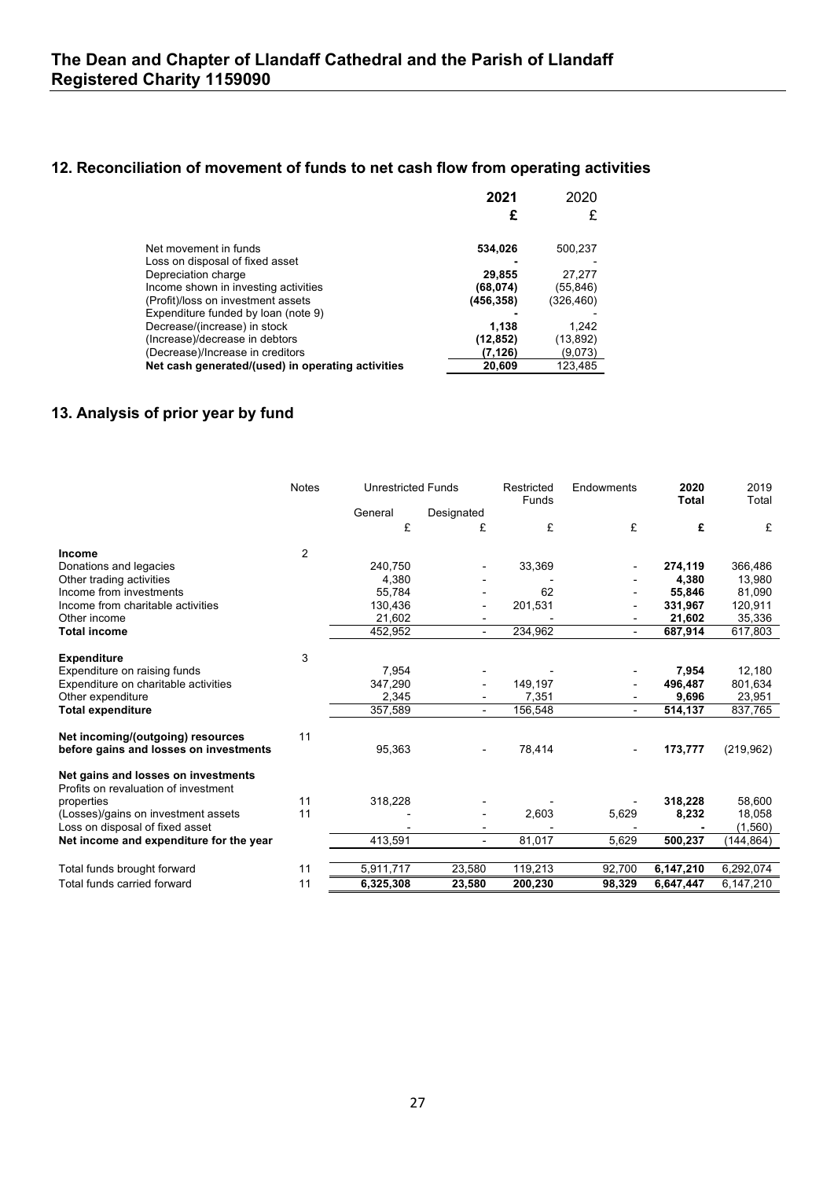# The Dean and Chapter of Llandaff Cathedral and the Parish of Llandaff
# Registered Charity 1159090

## 12. Reconciliation of movement of funds to net cash flow from operating activities

| | 2021 | 2020 |
|---|---|---|
| | **£** | £ |
| Net movement in funds | **534,026** | 500,237 |
| Loss on disposal of fixed asset | **-** | - |
| Depreciation charge | **29,855** | 27,277 |
| Income shown in investing activities | **(68,074)** | (55,846) |
| (Profit)/loss on investment assets | **(456,358)** | (326,460) |
| Expenditure funded by loan (note 9) | **-** | - |
| Decrease/(increase) in stock | **1,138** | 1,242 |
| (Increase)/decrease in debtors | **(12,852)** | (13,892) |
| (Decrease)/Increase in creditors | **(7,126)** | (9,073) |
| **Net cash generated/(used) in operating activities** | **20,609** | 123,485 |

## 13. Analysis of prior year by fund

| | Notes | Unrestricted Funds | | Restricted Funds | Endowments | 2020 Total | 2019 Total |
|---|---|---|---|---|---|---|---|
| | | General | Designated | | | | |
| | | £ | £ | £ | £ | **£** | £ |
| **Income** | 2 | | | | | | |
| Donations and legacies | | 240,750 | - | 33,369 | - | **274,119** | 366,486 |
| Other trading activities | | 4,380 | - | - | - | **4,380** | 13,980 |
| Income from investments | | 55,784 | - | 62 | - | **55,846** | 81,090 |
| Income from charitable activities | | 130,436 | - | 201,531 | - | **331,967** | 120,911 |
| Other income | | 21,602 | - | - | - | **21,602** | 35,336 |
| **Total income** | | 452,952 | - | 234,962 | - | **687,914** | 617,803 |
| **Expenditure** | 3 | | | | | | |
| Expenditure on raising funds | | 7,954 | - | - | - | **7,954** | 12,180 |
| Expenditure on charitable activities | | 347,290 | - | 149,197 | - | **496,487** | 801,634 |
| Other expenditure | | 2,345 | - | 7,351 | - | **9,696** | 23,951 |
| **Total expenditure** | | 357,589 | - | 156,548 | - | **514,137** | 837,765 |
| **Net incoming/(outgoing) resources before gains and losses on investments** | 11 | 95,363 | - | 78,414 | - | **173,777** | (219,962) |
| **Net gains and losses on investments** | | | | | | | |
| Profits on revaluation of investment properties | 11 | 318,228 | - | - | - | **318,228** | 58,600 |
| (Losses)/gains on investment assets | 11 | - | - | 2,603 | 5,629 | **8,232** | 18,058 |
| Loss on disposal of fixed asset | | - | - | - | - | **-** | (1,560) |
| **Net income and expenditure for the year** | | 413,591 | - | 81,017 | 5,629 | **500,237** | (144,864) |
| Total funds brought forward | 11 | 5,911,717 | 23,580 | 119,213 | 92,700 | **6,147,210** | 6,292,074 |
| Total funds carried forward | 11 | **6,325,308** | **23,580** | **200,230** | **98,329** | **6,647,447** | 6,147,210 |